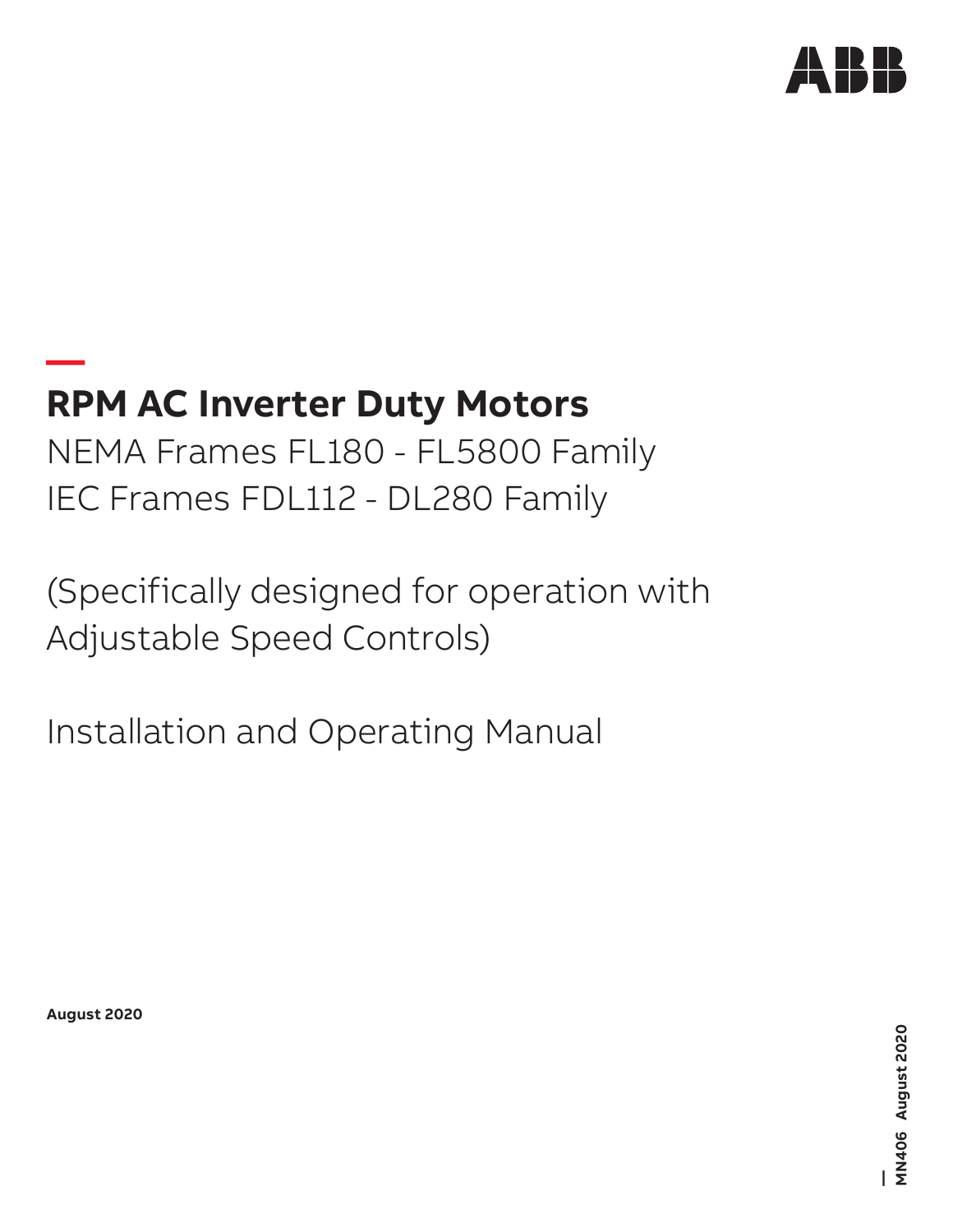# RPM AC Inverter Duty Motors

NEMA Frames FL180 - FL5800 Family

IEC Frames FDL112 - DL280 Family

(Specifically designed for operation with Adjustable Speed Controls)

Installation and Operating Manual

**August 2020**

**MN406 August 2020**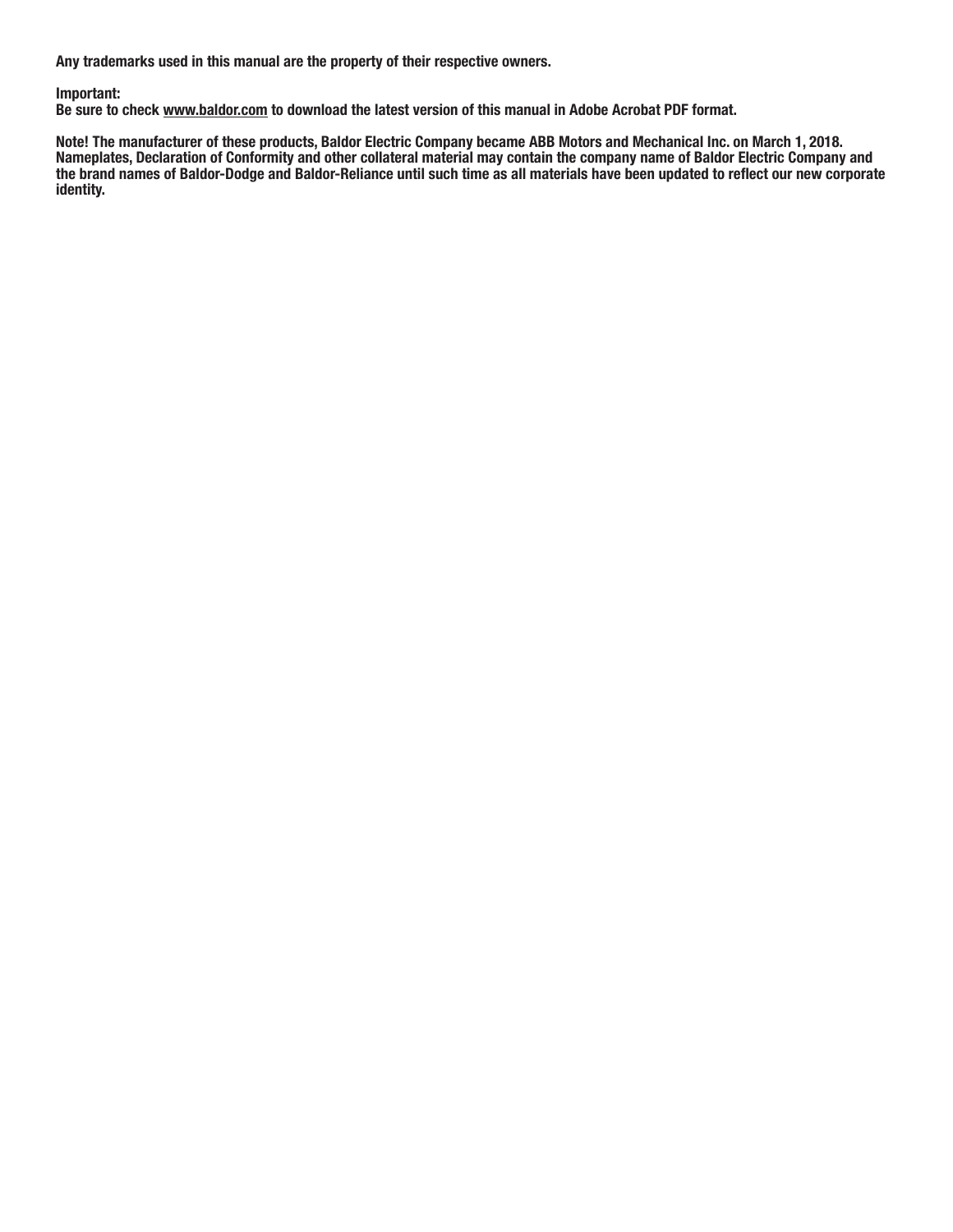**Any trademarks used in this manual are the property of their respective owners.**

**Important:**
**Be sure to check www.baldor.com to download the latest version of this manual in Adobe Acrobat PDF format.**

**Note! The manufacturer of these products, Baldor Electric Company became ABB Motors and Mechanical Inc. on March 1, 2018. Nameplates, Declaration of Conformity and other collateral material may contain the company name of Baldor Electric Company and the brand names of Baldor-Dodge and Baldor-Reliance until such time as all materials have been updated to reflect our new corporate identity.**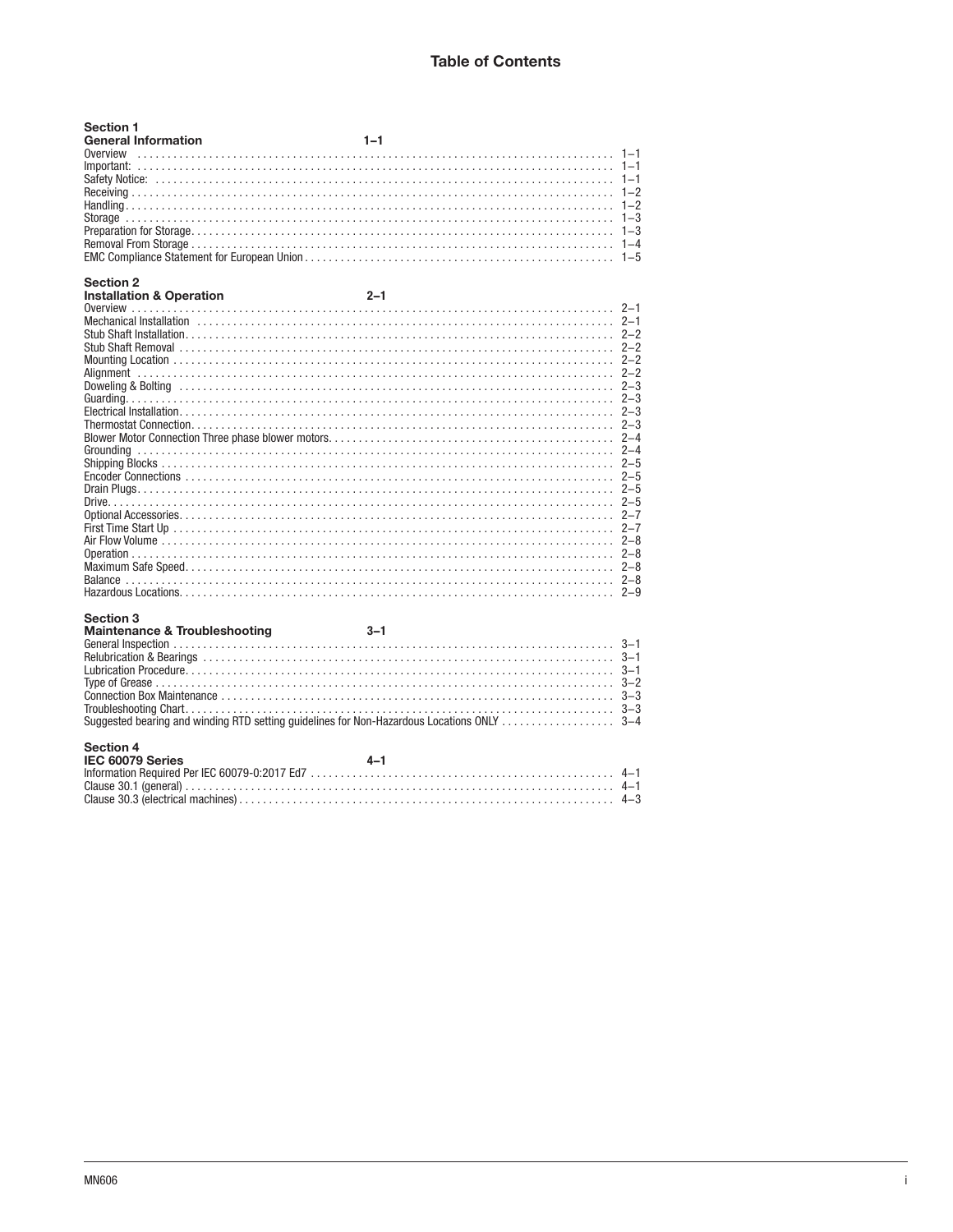# Table of Contents

**Section 1**
**General Information** 1–1

Overview ........ 1–1
Important: ........ 1–1
Safety Notice: ........ 1–1
Receiving ........ 1–2
Handling ........ 1–2
Storage ........ 1–3
Preparation for Storage ........ 1–3
Removal From Storage ........ 1–4
EMC Compliance Statement for European Union ........ 1–5

**Section 2**
**Installation & Operation** 2–1

Overview ........ 2–1
Mechanical Installation ........ 2–1
Stub Shaft Installation ........ 2–2
Stub Shaft Removal ........ 2–2
Mounting Location ........ 2–2
Alignment ........ 2–2
Doweling & Bolting ........ 2–3
Guarding ........ 2–3
Electrical Installation ........ 2–3
Thermostat Connection ........ 2–3
Blower Motor Connection Three phase blower motors ........ 2–4
Grounding ........ 2–4
Shipping Blocks ........ 2–5
Encoder Connections ........ 2–5
Drain Plugs ........ 2–5
Drive ........ 2–5
Optional Accessories ........ 2–7
First Time Start Up ........ 2–7
Air Flow Volume ........ 2–8
Operation ........ 2–8
Maximum Safe Speed ........ 2–8
Balance ........ 2–8
Hazardous Locations ........ 2–9

**Section 3**
**Maintenance & Troubleshooting** 3–1

General Inspection ........ 3–1
Relubrication & Bearings ........ 3–1
Lubrication Procedure ........ 3–1
Type of Grease ........ 3–2
Connection Box Maintenance ........ 3–3
Troubleshooting Chart ........ 3–3
Suggested bearing and winding RTD setting guidelines for Non-Hazardous Locations ONLY ........ 3–4

**Section 4**
**IEC 60079 Series** 4–1

Information Required Per IEC 60079-0:2017 Ed7 ........ 4–1
Clause 30.1 (general) ........ 4–1
Clause 30.3 (electrical machines) ........ 4–3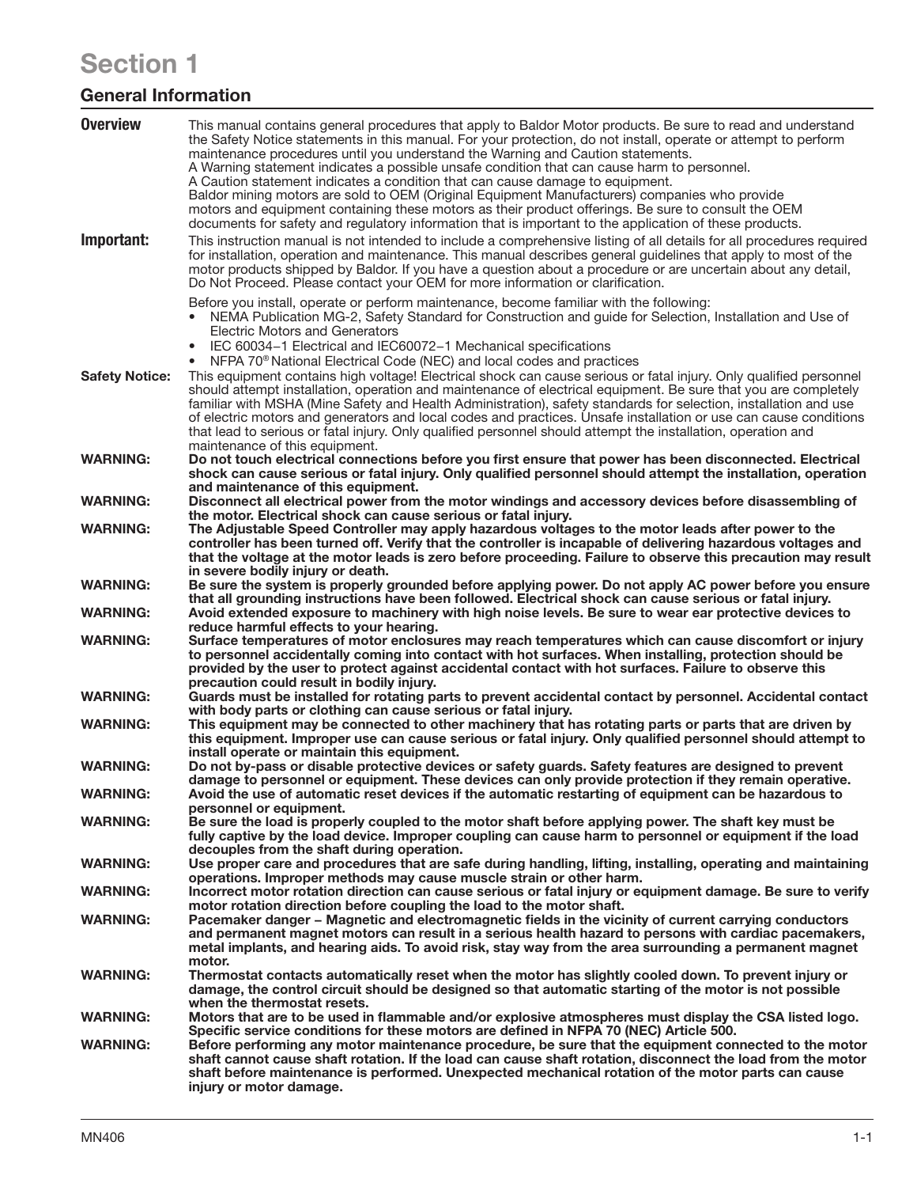# Section 1

## General Information

**Overview** This manual contains general procedures that apply to Baldor Motor products. Be sure to read and understand the Safety Notice statements in this manual. For your protection, do not install, operate or attempt to perform maintenance procedures until you understand the Warning and Caution statements.
A Warning statement indicates a possible unsafe condition that can cause harm to personnel.
A Caution statement indicates a condition that can cause damage to equipment.
Baldor mining motors are sold to OEM (Original Equipment Manufacturers) companies who provide motors and equipment containing these motors as their product offerings. Be sure to consult the OEM documents for safety and regulatory information that is important to the application of these products.

**Important:** This instruction manual is not intended to include a comprehensive listing of all details for all procedures required for installation, operation and maintenance. This manual describes general guidelines that apply to most of the motor products shipped by Baldor. If you have a question about a procedure or are uncertain about any detail, Do Not Proceed. Please contact your OEM for more information or clarification.

Before you install, operate or perform maintenance, become familiar with the following:

- NEMA Publication MG-2, Safety Standard for Construction and guide for Selection, Installation and Use of Electric Motors and Generators
- IEC 60034−1 Electrical and IEC60072−1 Mechanical specifications
- NFPA 70® National Electrical Code (NEC) and local codes and practices

**Safety Notice:** This equipment contains high voltage! Electrical shock can cause serious or fatal injury. Only qualified personnel should attempt installation, operation and maintenance of electrical equipment. Be sure that you are completely familiar with MSHA (Mine Safety and Health Administration), safety standards for selection, installation and use of electric motors and generators and local codes and practices. Unsafe installation or use can cause conditions that lead to serious or fatal injury. Only qualified personnel should attempt the installation, operation and maintenance of this equipment.

**WARNING: Do not touch electrical connections before you first ensure that power has been disconnected. Electrical shock can cause serious or fatal injury. Only qualified personnel should attempt the installation, operation and maintenance of this equipment.**

**WARNING: Disconnect all electrical power from the motor windings and accessory devices before disassembling of the motor. Electrical shock can cause serious or fatal injury.**

**WARNING: The Adjustable Speed Controller may apply hazardous voltages to the motor leads after power to the controller has been turned off. Verify that the controller is incapable of delivering hazardous voltages and that the voltage at the motor leads is zero before proceeding. Failure to observe this precaution may result in severe bodily injury or death.**

**WARNING: Be sure the system is properly grounded before applying power. Do not apply AC power before you ensure that all grounding instructions have been followed. Electrical shock can cause serious or fatal injury.**

**WARNING: Avoid extended exposure to machinery with high noise levels. Be sure to wear ear protective devices to reduce harmful effects to your hearing.**

**WARNING: Surface temperatures of motor enclosures may reach temperatures which can cause discomfort or injury to personnel accidentally coming into contact with hot surfaces. When installing, protection should be provided by the user to protect against accidental contact with hot surfaces. Failure to observe this precaution could result in bodily injury.**

**WARNING: Guards must be installed for rotating parts to prevent accidental contact by personnel. Accidental contact with body parts or clothing can cause serious or fatal injury.**

**WARNING: This equipment may be connected to other machinery that has rotating parts or parts that are driven by this equipment. Improper use can cause serious or fatal injury. Only qualified personnel should attempt to install operate or maintain this equipment.**

**WARNING: Do not by-pass or disable protective devices or safety guards. Safety features are designed to prevent damage to personnel or equipment. These devices can only provide protection if they remain operative.**

**WARNING: Avoid the use of automatic reset devices if the automatic restarting of equipment can be hazardous to personnel or equipment.**

**WARNING: Be sure the load is properly coupled to the motor shaft before applying power. The shaft key must be fully captive by the load device. Improper coupling can cause harm to personnel or equipment if the load decouples from the shaft during operation.**

**WARNING: Use proper care and procedures that are safe during handling, lifting, installing, operating and maintaining operations. Improper methods may cause muscle strain or other harm.**

**WARNING: Incorrect motor rotation direction can cause serious or fatal injury or equipment damage. Be sure to verify motor rotation direction before coupling the load to the motor shaft.**

**WARNING: Pacemaker danger – Magnetic and electromagnetic fields in the vicinity of current carrying conductors and permanent magnet motors can result in a serious health hazard to persons with cardiac pacemakers, metal implants, and hearing aids. To avoid risk, stay way from the area surrounding a permanent magnet motor.**

**WARNING: Thermostat contacts automatically reset when the motor has slightly cooled down. To prevent injury or damage, the control circuit should be designed so that automatic starting of the motor is not possible when the thermostat resets.**

**WARNING: Motors that are to be used in flammable and/or explosive atmospheres must display the CSA listed logo. Specific service conditions for these motors are defined in NFPA 70 (NEC) Article 500.**

**WARNING: Before performing any motor maintenance procedure, be sure that the equipment connected to the motor shaft cannot cause shaft rotation. If the load can cause shaft rotation, disconnect the load from the motor shaft before maintenance is performed. Unexpected mechanical rotation of the motor parts can cause injury or motor damage.**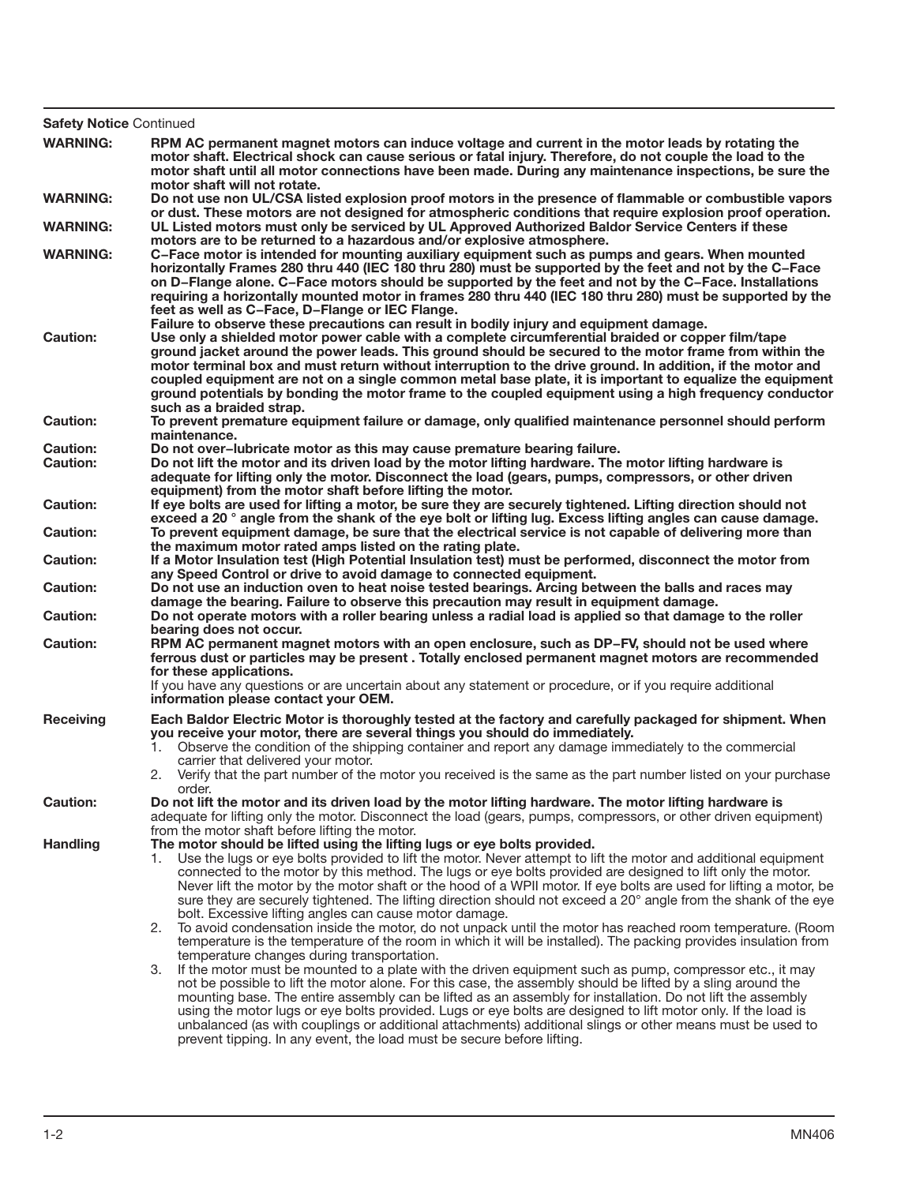**Safety Notice** Continued

**WARNING:** **RPM AC permanent magnet motors can induce voltage and current in the motor leads by rotating the motor shaft. Electrical shock can cause serious or fatal injury. Therefore, do not couple the load to the motor shaft until all motor connections have been made. During any maintenance inspections, be sure the motor shaft will not rotate.**

**WARNING:** **Do not use non UL/CSA listed explosion proof motors in the presence of flammable or combustible vapors or dust. These motors are not designed for atmospheric conditions that require explosion proof operation.**

**WARNING:** **UL Listed motors must only be serviced by UL Approved Authorized Baldor Service Centers if these motors are to be returned to a hazardous and/or explosive atmosphere.**

**WARNING:** **C−Face motor is intended for mounting auxiliary equipment such as pumps and gears. When mounted horizontally Frames 280 thru 440 (IEC 180 thru 280) must be supported by the feet and not by the C−Face on D−Flange alone. C−Face motors should be supported by the feet and not by the C−Face. Installations requiring a horizontally mounted motor in frames 280 thru 440 (IEC 180 thru 280) must be supported by the feet as well as C−Face, D−Flange or IEC Flange.**
**Failure to observe these precautions can result in bodily injury and equipment damage.**

**Caution:** **Use only a shielded motor power cable with a complete circumferential braided or copper film/tape ground jacket around the power leads. This ground should be secured to the motor frame from within the motor terminal box and must return without interruption to the drive ground. In addition, if the motor and coupled equipment are not on a single common metal base plate, it is important to equalize the equipment ground potentials by bonding the motor frame to the coupled equipment using a high frequency conductor such as a braided strap.**

**Caution:** **To prevent premature equipment failure or damage, only qualified maintenance personnel should perform maintenance.**

**Caution:** **Do not over−lubricate motor as this may cause premature bearing failure.**

**Caution:** **Do not lift the motor and its driven load by the motor lifting hardware. The motor lifting hardware is adequate for lifting only the motor. Disconnect the load (gears, pumps, compressors, or other driven equipment) from the motor shaft before lifting the motor.**

**Caution:** **If eye bolts are used for lifting a motor, be sure they are securely tightened. Lifting direction should not exceed a 20 ° angle from the shank of the eye bolt or lifting lug. Excess lifting angles can cause damage.**

**Caution:** **To prevent equipment damage, be sure that the electrical service is not capable of delivering more than the maximum motor rated amps listed on the rating plate.**

**Caution:** **If a Motor Insulation test (High Potential Insulation test) must be performed, disconnect the motor from any Speed Control or drive to avoid damage to connected equipment.**

**Caution:** **Do not use an induction oven to heat noise tested bearings. Arcing between the balls and races may damage the bearing. Failure to observe this precaution may result in equipment damage.**

**Caution:** **Do not operate motors with a roller bearing unless a radial load is applied so that damage to the roller bearing does not occur.**

**Caution:** **RPM AC permanent magnet motors with an open enclosure, such as DP−FV, should not be used where ferrous dust or particles may be present . Totally enclosed permanent magnet motors are recommended for these applications.**
If you have any questions or are uncertain about any statement or procedure, or if you require additional **information please contact your OEM.**

**Receiving** **Each Baldor Electric Motor is thoroughly tested at the factory and carefully packaged for shipment. When you receive your motor, there are several things you should do immediately.**

1. Observe the condition of the shipping container and report any damage immediately to the commercial carrier that delivered your motor.
2. Verify that the part number of the motor you received is the same as the part number listed on your purchase order.

**Caution:** **Do not lift the motor and its driven load by the motor lifting hardware. The motor lifting hardware is** adequate for lifting only the motor. Disconnect the load (gears, pumps, compressors, or other driven equipment) from the motor shaft before lifting the motor.

**Handling** **The motor should be lifted using the lifting lugs or eye bolts provided.**

1. Use the lugs or eye bolts provided to lift the motor. Never attempt to lift the motor and additional equipment connected to the motor by this method. The lugs or eye bolts provided are designed to lift only the motor. Never lift the motor by the motor shaft or the hood of a WPII motor. If eye bolts are used for lifting a motor, be sure they are securely tightened. The lifting direction should not exceed a 20° angle from the shank of the eye bolt. Excessive lifting angles can cause motor damage.
2. To avoid condensation inside the motor, do not unpack until the motor has reached room temperature. (Room temperature is the temperature of the room in which it will be installed). The packing provides insulation from temperature changes during transportation.
3. If the motor must be mounted to a plate with the driven equipment such as pump, compressor etc., it may not be possible to lift the motor alone. For this case, the assembly should be lifted by a sling around the mounting base. The entire assembly can be lifted as an assembly for installation. Do not lift the assembly using the motor lugs or eye bolts provided. Lugs or eye bolts are designed to lift motor only. If the load is unbalanced (as with couplings or additional attachments) additional slings or other means must be used to prevent tipping. In any event, the load must be secure before lifting.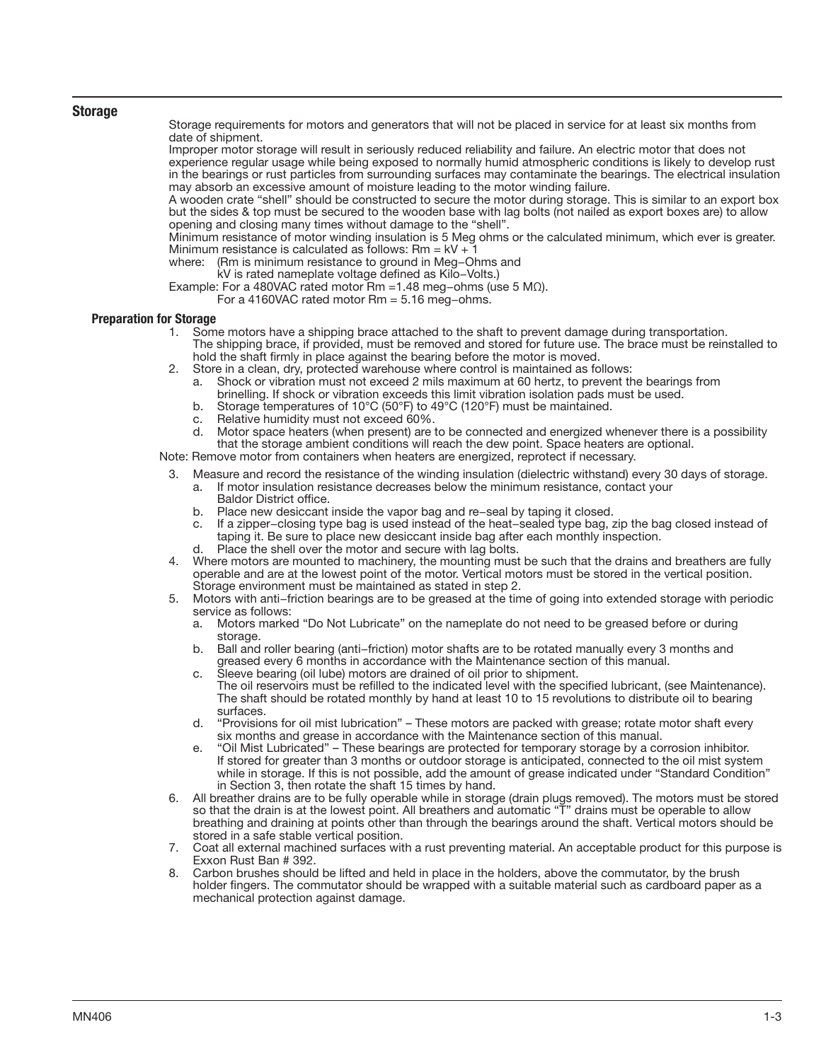## Storage

Storage requirements for motors and generators that will not be placed in service for at least six months from date of shipment.

Improper motor storage will result in seriously reduced reliability and failure. An electric motor that does not experience regular usage while being exposed to normally humid atmospheric conditions is likely to develop rust in the bearings or rust particles from surrounding surfaces may contaminate the bearings. The electrical insulation may absorb an excessive amount of moisture leading to the motor winding failure.

A wooden crate "shell" should be constructed to secure the motor during storage. This is similar to an export box but the sides & top must be secured to the wooden base with lag bolts (not nailed as export boxes are) to allow opening and closing many times without damage to the "shell".

Minimum resistance of motor winding insulation is 5 Meg ohms or the calculated minimum, which ever is greater. Minimum resistance is calculated as follows: $Rm = kV + 1$

where: (Rm is minimum resistance to ground in Meg−Ohms and
kV is rated nameplate voltage defined as Kilo−Volts.)

Example: For a 480VAC rated motor Rm =1.48 meg−ohms (use 5 MΩ).
For a 4160VAC rated motor Rm = 5.16 meg−ohms.

### Preparation for Storage

1. Some motors have a shipping brace attached to the shaft to prevent damage during transportation. The shipping brace, if provided, must be removed and stored for future use. The brace must be reinstalled to hold the shaft firmly in place against the bearing before the motor is moved.
2. Store in a clean, dry, protected warehouse where control is maintained as follows:
   a. Shock or vibration must not exceed 2 mils maximum at 60 hertz, to prevent the bearings from brinelling. If shock or vibration exceeds this limit vibration isolation pads must be used.
   b. Storage temperatures of 10°C (50°F) to 49°C (120°F) must be maintained.
   c. Relative humidity must not exceed 60%.
   d. Motor space heaters (when present) are to be connected and energized whenever there is a possibility that the storage ambient conditions will reach the dew point. Space heaters are optional.

Note: Remove motor from containers when heaters are energized, reprotect if necessary.

3. Measure and record the resistance of the winding insulation (dielectric withstand) every 30 days of storage.
   a. If motor insulation resistance decreases below the minimum resistance, contact your Baldor District office.
   b. Place new desiccant inside the vapor bag and re−seal by taping it closed.
   c. If a zipper−closing type bag is used instead of the heat−sealed type bag, zip the bag closed instead of taping it. Be sure to place new desiccant inside bag after each monthly inspection.
   d. Place the shell over the motor and secure with lag bolts.
4. Where motors are mounted to machinery, the mounting must be such that the drains and breathers are fully operable and are at the lowest point of the motor. Vertical motors must be stored in the vertical position. Storage environment must be maintained as stated in step 2.
5. Motors with anti−friction bearings are to be greased at the time of going into extended storage with periodic service as follows:
   a. Motors marked "Do Not Lubricate" on the nameplate do not need to be greased before or during storage.
   b. Ball and roller bearing (anti−friction) motor shafts are to be rotated manually every 3 months and greased every 6 months in accordance with the Maintenance section of this manual.
   c. Sleeve bearing (oil lube) motors are drained of oil prior to shipment.
      The oil reservoirs must be refilled to the indicated level with the specified lubricant, (see Maintenance). The shaft should be rotated monthly by hand at least 10 to 15 revolutions to distribute oil to bearing surfaces.
   d. "Provisions for oil mist lubrication" – These motors are packed with grease; rotate motor shaft every six months and grease in accordance with the Maintenance section of this manual.
   e. "Oil Mist Lubricated" – These bearings are protected for temporary storage by a corrosion inhibitor. If stored for greater than 3 months or outdoor storage is anticipated, connected to the oil mist system while in storage. If this is not possible, add the amount of grease indicated under "Standard Condition" in Section 3, then rotate the shaft 15 times by hand.
6. All breather drains are to be fully operable while in storage (drain plugs removed). The motors must be stored so that the drain is at the lowest point. All breathers and automatic "T" drains must be operable to allow breathing and draining at points other than through the bearings around the shaft. Vertical motors should be stored in a safe stable vertical position.
7. Coat all external machined surfaces with a rust preventing material. An acceptable product for this purpose is Exxon Rust Ban # 392.
8. Carbon brushes should be lifted and held in place in the holders, above the commutator, by the brush holder fingers. The commutator should be wrapped with a suitable material such as cardboard paper as a mechanical protection against damage.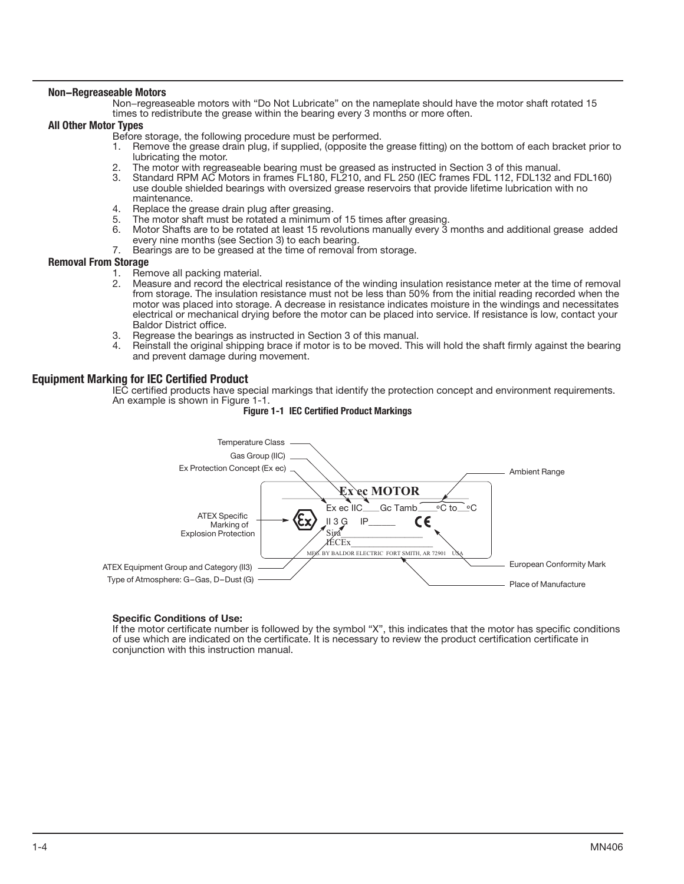#### Non–Regreaseable Motors

Non–regreaseable motors with "Do Not Lubricate" on the nameplate should have the motor shaft rotated 15 times to redistribute the grease within the bearing every 3 months or more often.

#### All Other Motor Types

Before storage, the following procedure must be performed.

1. Remove the grease drain plug, if supplied, (opposite the grease fitting) on the bottom of each bracket prior to lubricating the motor.
2. The motor with regreaseable bearing must be greased as instructed in Section 3 of this manual.
3. Standard RPM AC Motors in frames FL180, FL210, and FL 250 (IEC frames FDL 112, FDL132 and FDL160) use double shielded bearings with oversized grease reservoirs that provide lifetime lubrication with no maintenance.
4. Replace the grease drain plug after greasing.
5. The motor shaft must be rotated a minimum of 15 times after greasing.
6. Motor Shafts are to be rotated at least 15 revolutions manually every 3 months and additional grease added every nine months (see Section 3) to each bearing.
7. Bearings are to be greased at the time of removal from storage.

#### Removal From Storage

1. Remove all packing material.
2. Measure and record the electrical resistance of the winding insulation resistance meter at the time of removal from storage. The insulation resistance must not be less than 50% from the initial reading recorded when the motor was placed into storage. A decrease in resistance indicates moisture in the windings and necessitates electrical or mechanical drying before the motor can be placed into service. If resistance is low, contact your Baldor District office.
3. Regrease the bearings as instructed in Section 3 of this manual.
4. Reinstall the original shipping brace if motor is to be moved. This will hold the shaft firmly against the bearing and prevent damage during movement.

### Equipment Marking for IEC Certified Product

IEC certified products have special markings that identify the protection concept and environment requirements. An example is shown in Figure 1-1.

**Figure 1-1 IEC Certified Product Markings**

Ex ec MOTOR

Ex ec IIC\_\_\_Gc Tamb\_\_\_°C to\_\_°C

II 3 G IP\_\_\_\_\_\_

Sira\_\_\_\_\_\_\_\_\_\_\_\_\_\_\_\_

IECEx\_\_\_\_\_\_\_\_\_\_\_\_\_\_\_\_

MFG. BY BALDOR ELECTRIC FORT SMITH, AR 72901 USA

Temperature Class; Gas Group (IIC); Ex Protection Concept (Ex ec); ATEX Specific Marking of Explosion Protection; ATEX Equipment Group and Category (II3); Type of Atmosphere: G–Gas, D–Dust (G); Ambient Range; European Conformity Mark; Place of Manufacture

**Specific Conditions of Use:**

If the motor certificate number is followed by the symbol "X", this indicates that the motor has specific conditions of use which are indicated on the certificate. It is necessary to review the product certification certificate in conjunction with this instruction manual.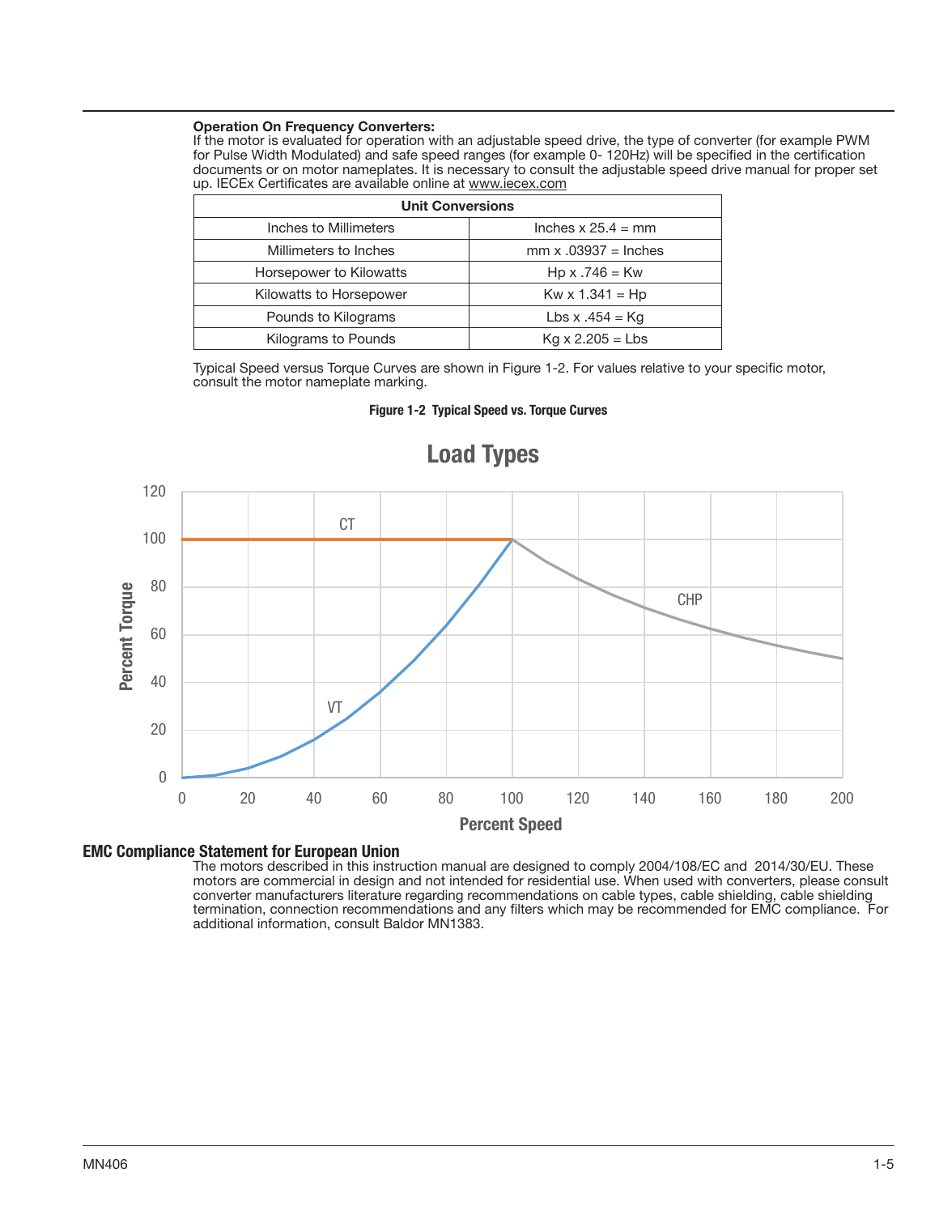**Operation On Frequency Converters:**
If the motor is evaluated for operation with an adjustable speed drive, the type of converter (for example PWM for Pulse Width Modulated) and safe speed ranges (for example 0- 120Hz) will be specified in the certification documents or on motor nameplates. It is necessary to consult the adjustable speed drive manual for proper set up. IECEx Certificates are available online at www.iecex.com

| Unit Conversions | |
|---|---|
| Inches to Millimeters | Inches x 25.4 = mm |
| Millimeters to Inches | mm x .03937 = Inches |
| Horsepower to Kilowatts | Hp x .746 = Kw |
| Kilowatts to Horsepower | Kw x 1.341 = Hp |
| Pounds to Kilograms | Lbs x .454 = Kg |
| Kilograms to Pounds | Kg x 2.205 = Lbs |

Typical Speed versus Torque Curves are shown in Figure 1-2. For values relative to your specific motor, consult the motor nameplate marking.

**Figure 1-2 Typical Speed vs. Torque Curves**

## EMC Compliance Statement for European Union

The motors described in this instruction manual are designed to comply 2004/108/EC and 2014/30/EU. These motors are commercial in design and not intended for residential use. When used with converters, please consult converter manufacturers literature regarding recommendations on cable types, cable shielding, cable shielding termination, connection recommendations and any filters which may be recommended for EMC compliance. For additional information, consult Baldor MN1383.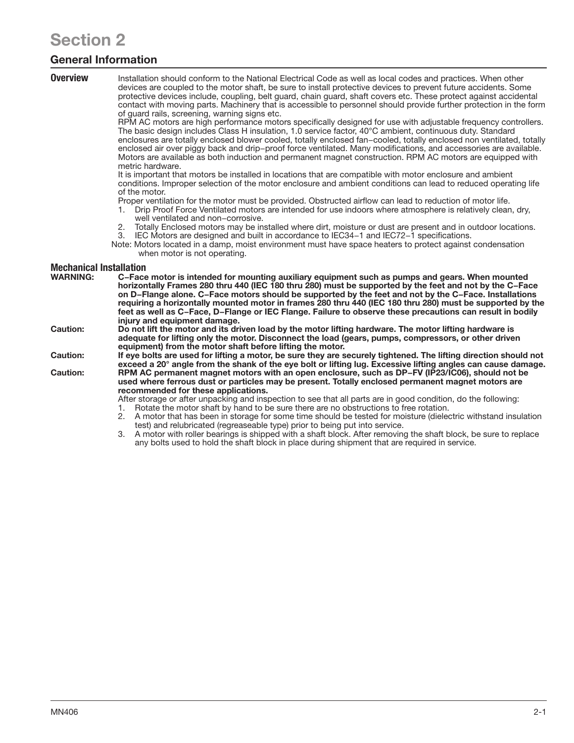# Section 2

## General Information

**Overview**

Installation should conform to the National Electrical Code as well as local codes and practices. When other devices are coupled to the motor shaft, be sure to install protective devices to prevent future accidents. Some protective devices include, coupling, belt guard, chain guard, shaft covers etc. These protect against accidental contact with moving parts. Machinery that is accessible to personnel should provide further protection in the form of guard rails, screening, warning signs etc.

RPM AC motors are high performance motors specifically designed for use with adjustable frequency controllers. The basic design includes Class H insulation, 1.0 service factor, 40°C ambient, continuous duty. Standard enclosures are totally enclosed blower cooled, totally enclosed fan−cooled, totally enclosed non ventilated, totally enclosed air over piggy back and drip−proof force ventilated. Many modifications, and accessories are available. Motors are available as both induction and permanent magnet construction. RPM AC motors are equipped with metric hardware.

It is important that motors be installed in locations that are compatible with motor enclosure and ambient conditions. Improper selection of the motor enclosure and ambient conditions can lead to reduced operating life of the motor.

Proper ventilation for the motor must be provided. Obstructed airflow can lead to reduction of motor life.

1. Drip Proof Force Ventilated motors are intended for use indoors where atmosphere is relatively clean, dry, well ventilated and non−corrosive.
2. Totally Enclosed motors may be installed where dirt, moisture or dust are present and in outdoor locations.
3. IEC Motors are designed and built in accordance to IEC34−1 and IEC72−1 specifications.

Note: Motors located in a damp, moist environment must have space heaters to protect against condensation when motor is not operating.

**Mechanical Installation**

**WARNING: C−Face motor is intended for mounting auxiliary equipment such as pumps and gears. When mounted horizontally Frames 280 thru 440 (IEC 180 thru 280) must be supported by the feet and not by the C−Face on D−Flange alone. C−Face motors should be supported by the feet and not by the C−Face. Installations requiring a horizontally mounted motor in frames 280 thru 440 (IEC 180 thru 280) must be supported by the feet as well as C−Face, D−Flange or IEC Flange. Failure to observe these precautions can result in bodily injury and equipment damage.**

**Caution: Do not lift the motor and its driven load by the motor lifting hardware. The motor lifting hardware is adequate for lifting only the motor. Disconnect the load (gears, pumps, compressors, or other driven equipment) from the motor shaft before lifting the motor.**

**Caution: If eye bolts are used for lifting a motor, be sure they are securely tightened. The lifting direction should not exceed a 20° angle from the shank of the eye bolt or lifting lug. Excessive lifting angles can cause damage.**

**Caution: RPM AC permanent magnet motors with an open enclosure, such as DP−FV (IP23/IC06), should not be used where ferrous dust or particles may be present. Totally enclosed permanent magnet motors are recommended for these applications.**

After storage or after unpacking and inspection to see that all parts are in good condition, do the following:

1. Rotate the motor shaft by hand to be sure there are no obstructions to free rotation.
2. A motor that has been in storage for some time should be tested for moisture (dielectric withstand insulation test) and relubricated (regreaseable type) prior to being put into service.
3. A motor with roller bearings is shipped with a shaft block. After removing the shaft block, be sure to replace any bolts used to hold the shaft block in place during shipment that are required in service.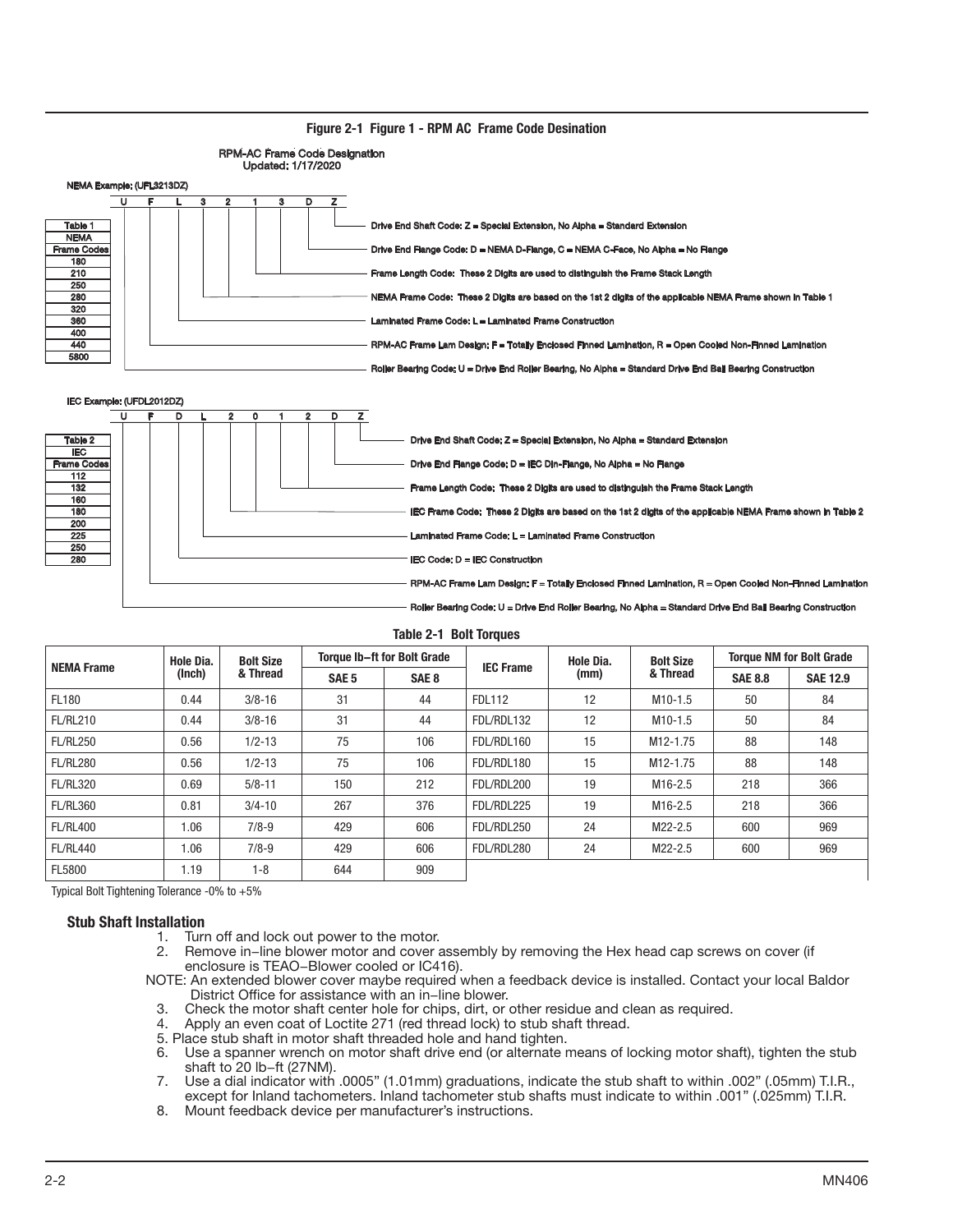**Figure 2-1 Figure 1 - RPM AC Frame Code Desination**

RPM-AC Frame Code Designation
Updated: 1/17/2020

NEMA Example: (UFL3213DZ)

| U | F | L | 3 | 2 | 1 | 3 | D | Z |
|---|---|---|---|---|---|---|---|---|

| Table 1 |
|---|
| NEMA Frame Codes |
| 180 |
| 210 |
| 250 |
| 280 |
| 320 |
| 360 |
| 400 |
| 440 |
| 5800 |

- Drive End Shaft Code: Z = Special Extension, No Alpha = Standard Extension
- Drive End Flange Code: D = NEMA D-Flange, C = NEMA C-Face, No Alpha = No Flange
- Frame Length Code: These 2 Digits are used to distinguish the Frame Stack Length
- NEMA Frame Code: These 2 Digits are based on the 1st 2 digits of the applicable NEMA Frame shown in Table 1
- Laminated Frame Code: L = Laminated Frame Construction
- RPM-AC Frame Lam Design: F = Totally Enclosed Finned Lamination, R = Open Cooled Non-Finned Lamination
- Roller Bearing Code: U = Drive End Roller Bearing, No Alpha = Standard Drive End Ball Bearing Construction

IEC Example: (UFDL2012DZ)

| U | F | D | L | 2 | 0 | 1 | 2 | D | Z |
|---|---|---|---|---|---|---|---|---|---|

| Table 2 |
|---|
| IEC Frame Codes |
| 112 |
| 132 |
| 160 |
| 180 |
| 200 |
| 225 |
| 250 |
| 280 |

- Drive End Shaft Code: Z = Special Extension, No Alpha = Standard Extension
- Drive End Flange Code: D = IEC Din-Flange, No Alpha = No Flange
- Frame Length Code: These 2 Digits are used to distinguish the Frame Stack Length
- IEC Frame Code: These 2 Digits are based on the 1st 2 digits of the applicable NEMA Frame shown in Table 2
- Laminated Frame Code: L = Laminated Frame Construction
- IEC Code: D = IEC Construction
- RPM-AC Frame Lam Design: F = Totally Enclosed Finned Lamination, R = Open Cooled Non-Finned Lamination
- Roller Bearing Code: U = Drive End Roller Bearing, No Alpha = Standard Drive End Ball Bearing Construction

**Table 2-1 Bolt Torques**

| NEMA Frame | Hole Dia. (Inch) | Bolt Size & Thread | Torque lb-ft for Bolt Grade | | IEC Frame | Hole Dia. (mm) | Bolt Size & Thread | Torque NM for Bolt Grade | |
|---|---|---|---|---|---|---|---|---|---|
| | | | SAE 5 | SAE 8 | | | | SAE 8.8 | SAE 12.9 |
| FL180 | 0.44 | 3/8-16 | 31 | 44 | FDL112 | 12 | M10-1.5 | 50 | 84 |
| FL/RL210 | 0.44 | 3/8-16 | 31 | 44 | FDL/RDL132 | 12 | M10-1.5 | 50 | 84 |
| FL/RL250 | 0.56 | 1/2-13 | 75 | 106 | FDL/RDL160 | 15 | M12-1.75 | 88 | 148 |
| FL/RL280 | 0.56 | 1/2-13 | 75 | 106 | FDL/RDL180 | 15 | M12-1.75 | 88 | 148 |
| FL/RL320 | 0.69 | 5/8-11 | 150 | 212 | FDL/RDL200 | 19 | M16-2.5 | 218 | 366 |
| FL/RL360 | 0.81 | 3/4-10 | 267 | 376 | FDL/RDL225 | 19 | M16-2.5 | 218 | 366 |
| FL/RL400 | 1.06 | 7/8-9 | 429 | 606 | FDL/RDL250 | 24 | M22-2.5 | 600 | 969 |
| FL/RL440 | 1.06 | 7/8-9 | 429 | 606 | FDL/RDL280 | 24 | M22-2.5 | 600 | 969 |
| FL5800 | 1.19 | 1-8 | 644 | 909 | | | | | |

Typical Bolt Tightening Tolerance -0% to +5%

### Stub Shaft Installation

1. Turn off and lock out power to the motor.
2. Remove in−line blower motor and cover assembly by removing the Hex head cap screws on cover (if enclosure is TEAO−Blower cooled or IC416).

NOTE: An extended blower cover maybe required when a feedback device is installed. Contact your local Baldor District Office for assistance with an in−line blower.

3. Check the motor shaft center hole for chips, dirt, or other residue and clean as required.
4. Apply an even coat of Loctite 271 (red thread lock) to stub shaft thread.
5. Place stub shaft in motor shaft threaded hole and hand tighten.
6. Use a spanner wrench on motor shaft drive end (or alternate means of locking motor shaft), tighten the stub shaft to 20 lb−ft (27NM).
7. Use a dial indicator with .0005" (1.01mm) graduations, indicate the stub shaft to within .002" (.05mm) T.I.R., except for Inland tachometers. Inland tachometer stub shafts must indicate to within .001" (.025mm) T.I.R.
8. Mount feedback device per manufacturer's instructions.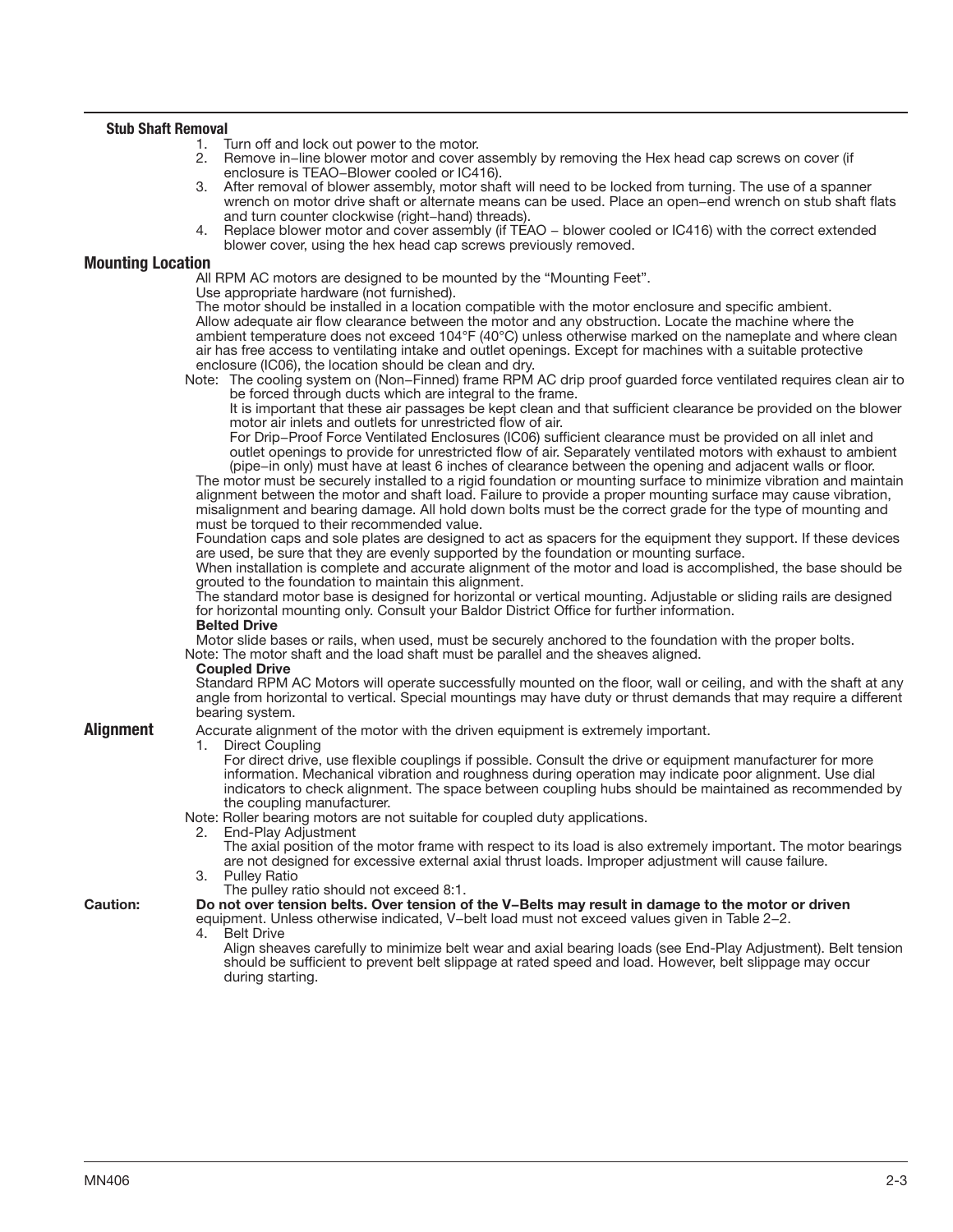### Stub Shaft Removal

1. Turn off and lock out power to the motor.
2. Remove in−line blower motor and cover assembly by removing the Hex head cap screws on cover (if enclosure is TEAO−Blower cooled or IC416).
3. After removal of blower assembly, motor shaft will need to be locked from turning. The use of a spanner wrench on motor drive shaft or alternate means can be used. Place an open−end wrench on stub shaft flats and turn counter clockwise (right−hand) threads).
4. Replace blower motor and cover assembly (if TEAO − blower cooled or IC416) with the correct extended blower cover, using the hex head cap screws previously removed.

## Mounting Location

All RPM AC motors are designed to be mounted by the "Mounting Feet".

Use appropriate hardware (not furnished).

The motor should be installed in a location compatible with the motor enclosure and specific ambient.

Allow adequate air flow clearance between the motor and any obstruction. Locate the machine where the ambient temperature does not exceed 104°F (40°C) unless otherwise marked on the nameplate and where clean air has free access to ventilating intake and outlet openings. Except for machines with a suitable protective enclosure (IC06), the location should be clean and dry.

Note: The cooling system on (Non−Finned) frame RPM AC drip proof guarded force ventilated requires clean air to be forced through ducts which are integral to the frame.
It is important that these air passages be kept clean and that sufficient clearance be provided on the blower motor air inlets and outlets for unrestricted flow of air.
For Drip−Proof Force Ventilated Enclosures (IC06) sufficient clearance must be provided on all inlet and outlet openings to provide for unrestricted flow of air. Separately ventilated motors with exhaust to ambient (pipe−in only) must have at least 6 inches of clearance between the opening and adjacent walls or floor.

The motor must be securely installed to a rigid foundation or mounting surface to minimize vibration and maintain alignment between the motor and shaft load. Failure to provide a proper mounting surface may cause vibration, misalignment and bearing damage. All hold down bolts must be the correct grade for the type of mounting and must be torqued to their recommended value.

Foundation caps and sole plates are designed to act as spacers for the equipment they support. If these devices are used, be sure that they are evenly supported by the foundation or mounting surface.

When installation is complete and accurate alignment of the motor and load is accomplished, the base should be grouted to the foundation to maintain this alignment.

The standard motor base is designed for horizontal or vertical mounting. Adjustable or sliding rails are designed for horizontal mounting only. Consult your Baldor District Office for further information.

**Belted Drive**

Motor slide bases or rails, when used, must be securely anchored to the foundation with the proper bolts.

Note: The motor shaft and the load shaft must be parallel and the sheaves aligned.

**Coupled Drive**

Standard RPM AC Motors will operate successfully mounted on the floor, wall or ceiling, and with the shaft at any angle from horizontal to vertical. Special mountings may have duty or thrust demands that may require a different bearing system.

## Alignment

Accurate alignment of the motor with the driven equipment is extremely important.

1. Direct Coupling
   For direct drive, use flexible couplings if possible. Consult the drive or equipment manufacturer for more information. Mechanical vibration and roughness during operation may indicate poor alignment. Use dial indicators to check alignment. The space between coupling hubs should be maintained as recommended by the coupling manufacturer.

Note: Roller bearing motors are not suitable for coupled duty applications.

2. End-Play Adjustment
   The axial position of the motor frame with respect to its load is also extremely important. The motor bearings are not designed for excessive external axial thrust loads. Improper adjustment will cause failure.
3. Pulley Ratio
   The pulley ratio should not exceed 8:1.

**Caution:** **Do not over tension belts. Over tension of the V−Belts may result in damage to the motor or driven** equipment. Unless otherwise indicated, V−belt load must not exceed values given in Table 2−2.

4. Belt Drive
   Align sheaves carefully to minimize belt wear and axial bearing loads (see End-Play Adjustment). Belt tension should be sufficient to prevent belt slippage at rated speed and load. However, belt slippage may occur during starting.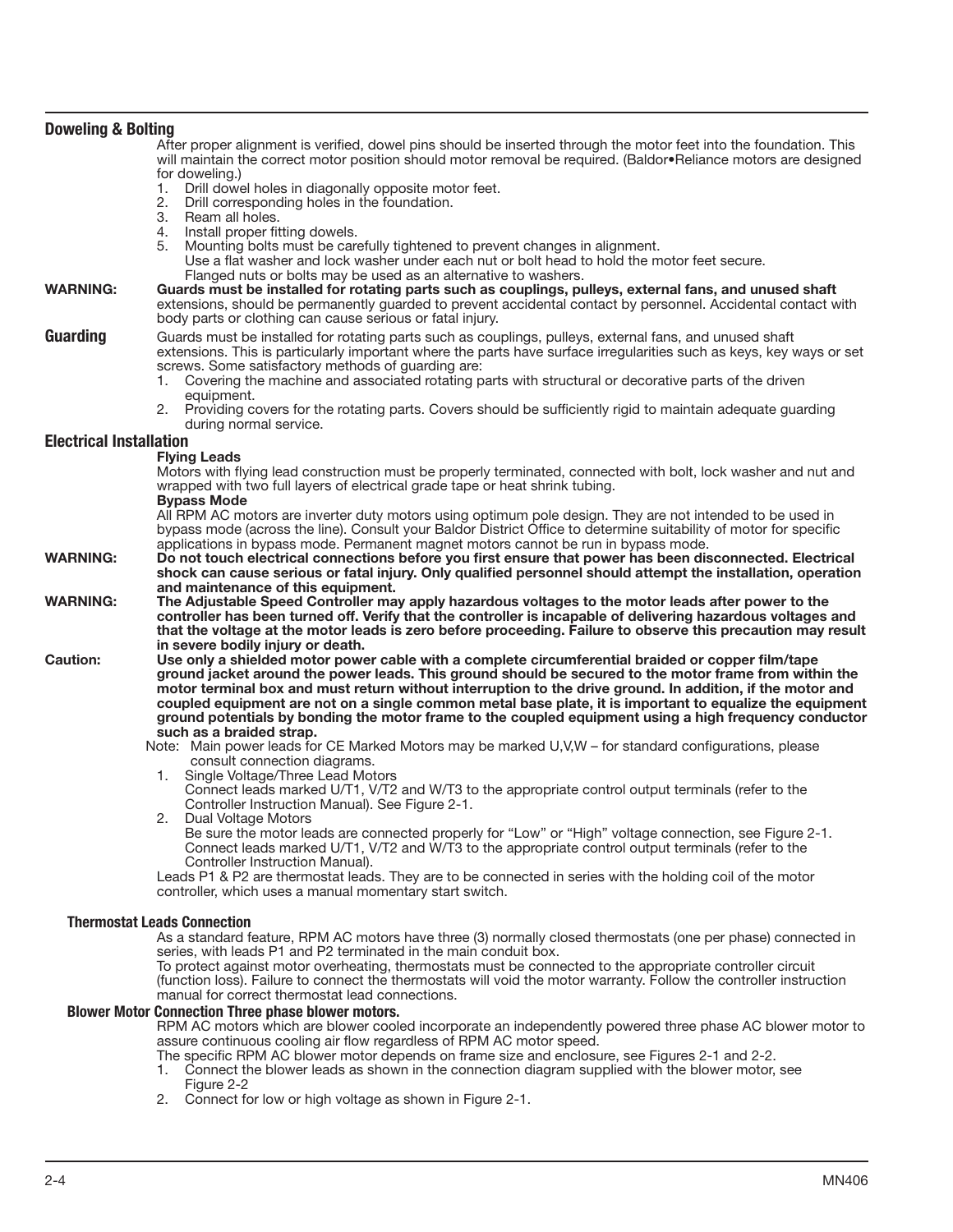## Doweling & Bolting

After proper alignment is verified, dowel pins should be inserted through the motor feet into the foundation. This will maintain the correct motor position should motor removal be required. (Baldor•Reliance motors are designed for doweling.)

1. Drill dowel holes in diagonally opposite motor feet.
2. Drill corresponding holes in the foundation.
3. Ream all holes.
4. Install proper fitting dowels.
5. Mounting bolts must be carefully tightened to prevent changes in alignment.
   Use a flat washer and lock washer under each nut or bolt head to hold the motor feet secure.
   Flanged nuts or bolts may be used as an alternative to washers.

**WARNING: Guards must be installed for rotating parts such as couplings, pulleys, external fans, and unused shaft** extensions, should be permanently guarded to prevent accidental contact by personnel. Accidental contact with body parts or clothing can cause serious or fatal injury.

## Guarding

Guards must be installed for rotating parts such as couplings, pulleys, external fans, and unused shaft extensions. This is particularly important where the parts have surface irregularities such as keys, key ways or set screws. Some satisfactory methods of guarding are:

1. Covering the machine and associated rotating parts with structural or decorative parts of the driven equipment.
2. Providing covers for the rotating parts. Covers should be sufficiently rigid to maintain adequate guarding during normal service.

## Electrical Installation

**Flying Leads**

Motors with flying lead construction must be properly terminated, connected with bolt, lock washer and nut and wrapped with two full layers of electrical grade tape or heat shrink tubing.

**Bypass Mode**

All RPM AC motors are inverter duty motors using optimum pole design. They are not intended to be used in bypass mode (across the line). Consult your Baldor District Office to determine suitability of motor for specific applications in bypass mode. Permanent magnet motors cannot be run in bypass mode.

**WARNING: Do not touch electrical connections before you first ensure that power has been disconnected. Electrical shock can cause serious or fatal injury. Only qualified personnel should attempt the installation, operation and maintenance of this equipment.**

**WARNING: The Adjustable Speed Controller may apply hazardous voltages to the motor leads after power to the controller has been turned off. Verify that the controller is incapable of delivering hazardous voltages and that the voltage at the motor leads is zero before proceeding. Failure to observe this precaution may result in severe bodily injury or death.**

**Caution: Use only a shielded motor power cable with a complete circumferential braided or copper film/tape ground jacket around the power leads. This ground should be secured to the motor frame from within the motor terminal box and must return without interruption to the drive ground. In addition, if the motor and coupled equipment are not on a single common metal base plate, it is important to equalize the equipment ground potentials by bonding the motor frame to the coupled equipment using a high frequency conductor such as a braided strap.**

Note: Main power leads for CE Marked Motors may be marked U,V,W – for standard configurations, please consult connection diagrams.

1. Single Voltage/Three Lead Motors
   Connect leads marked U/T1, V/T2 and W/T3 to the appropriate control output terminals (refer to the Controller Instruction Manual). See Figure 2-1.
2. Dual Voltage Motors
   Be sure the motor leads are connected properly for "Low" or "High" voltage connection, see Figure 2-1. Connect leads marked U/T1, V/T2 and W/T3 to the appropriate control output terminals (refer to the Controller Instruction Manual).

Leads P1 & P2 are thermostat leads. They are to be connected in series with the holding coil of the motor controller, which uses a manual momentary start switch.

### Thermostat Leads Connection

As a standard feature, RPM AC motors have three (3) normally closed thermostats (one per phase) connected in series, with leads P1 and P2 terminated in the main conduit box.
To protect against motor overheating, thermostats must be connected to the appropriate controller circuit (function loss). Failure to connect the thermostats will void the motor warranty. Follow the controller instruction manual for correct thermostat lead connections.

### Blower Motor Connection Three phase blower motors.

RPM AC motors which are blower cooled incorporate an independently powered three phase AC blower motor to assure continuous cooling air flow regardless of RPM AC motor speed.
The specific RPM AC blower motor depends on frame size and enclosure, see Figures 2-1 and 2-2.

1. Connect the blower leads as shown in the connection diagram supplied with the blower motor, see Figure 2-2
2. Connect for low or high voltage as shown in Figure 2-1.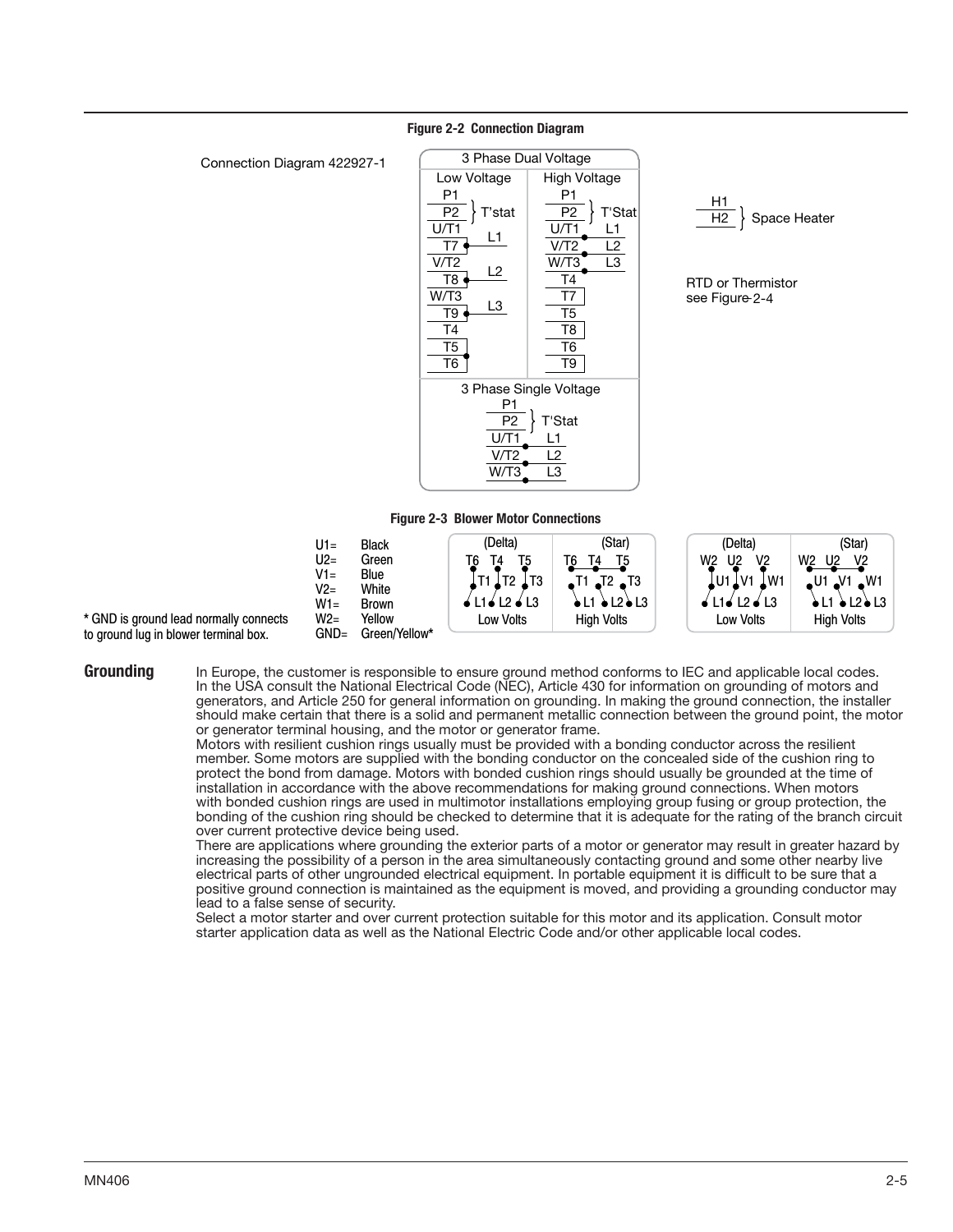**Figure 2-2 Connection Diagram**

Connection Diagram 422927-1

3 Phase Dual Voltage

| Low Voltage | | High Voltage | |
|---|---|---|---|
| P1 | T'stat | P1 | T'Stat |
| P2 | | P2 | |
| U/T1 | L1 | U/T1 | L1 |
| T7 | | V/T2 | L2 |
| V/T2 | L2 | W/T3 | L3 |
| T8 | | T4 | |
| W/T3 | L3 | T7 | |
| T9 | | T5 | |
| T4 | | T8 | |
| T5 | | T6 | |
| T6 | | T9 | |

3 Phase Single Voltage

| | |
|---|---|
| P1 | T'Stat |
| P2 | |
| U/T1 | L1 |
| V/T2 | L2 |
| W/T3 | L3 |

H1, H2 } Space Heater

RTD or Thermistor see Figure 2-4

**Figure 2-3 Blower Motor Connections**

| | |
|---|---|
| U1= | Black |
| U2= | Green |
| V1= | Blue |
| V2= | White |
| W1= | Brown |
| W2= | Yellow |
| GND= | Green/Yellow* |

(Delta) T6 T4 T5 / T1 T2 T3 / L1 L2 L3 — Low Volts

(Star) T6 T4 T5 / T1 T2 T3 / L1 L2 L3 — High Volts

(Delta) W2 U2 V2 / U1 V1 W1 / L1 L2 L3 — Low Volts

(Star) W2 U2 V2 / U1 V1 W1 / L1 L2 L3 — High Volts

* GND is ground lead normally connects to ground lug in blower terminal box.

## Grounding

In Europe, the customer is responsible to ensure ground method conforms to IEC and applicable local codes. In the USA consult the National Electrical Code (NEC), Article 430 for information on grounding of motors and generators, and Article 250 for general information on grounding. In making the ground connection, the installer should make certain that there is a solid and permanent metallic connection between the ground point, the motor or generator terminal housing, and the motor or generator frame.

Motors with resilient cushion rings usually must be provided with a bonding conductor across the resilient member. Some motors are supplied with the bonding conductor on the concealed side of the cushion ring to protect the bond from damage. Motors with bonded cushion rings should usually be grounded at the time of installation in accordance with the above recommendations for making ground connections. When motors with bonded cushion rings are used in multimotor installations employing group fusing or group protection, the bonding of the cushion ring should be checked to determine that it is adequate for the rating of the branch circuit over current protective device being used.

There are applications where grounding the exterior parts of a motor or generator may result in greater hazard by increasing the possibility of a person in the area simultaneously contacting ground and some other nearby live electrical parts of other ungrounded electrical equipment. In portable equipment it is difficult to be sure that a positive ground connection is maintained as the equipment is moved, and providing a grounding conductor may lead to a false sense of security.

Select a motor starter and over current protection suitable for this motor and its application. Consult motor starter application data as well as the National Electric Code and/or other applicable local codes.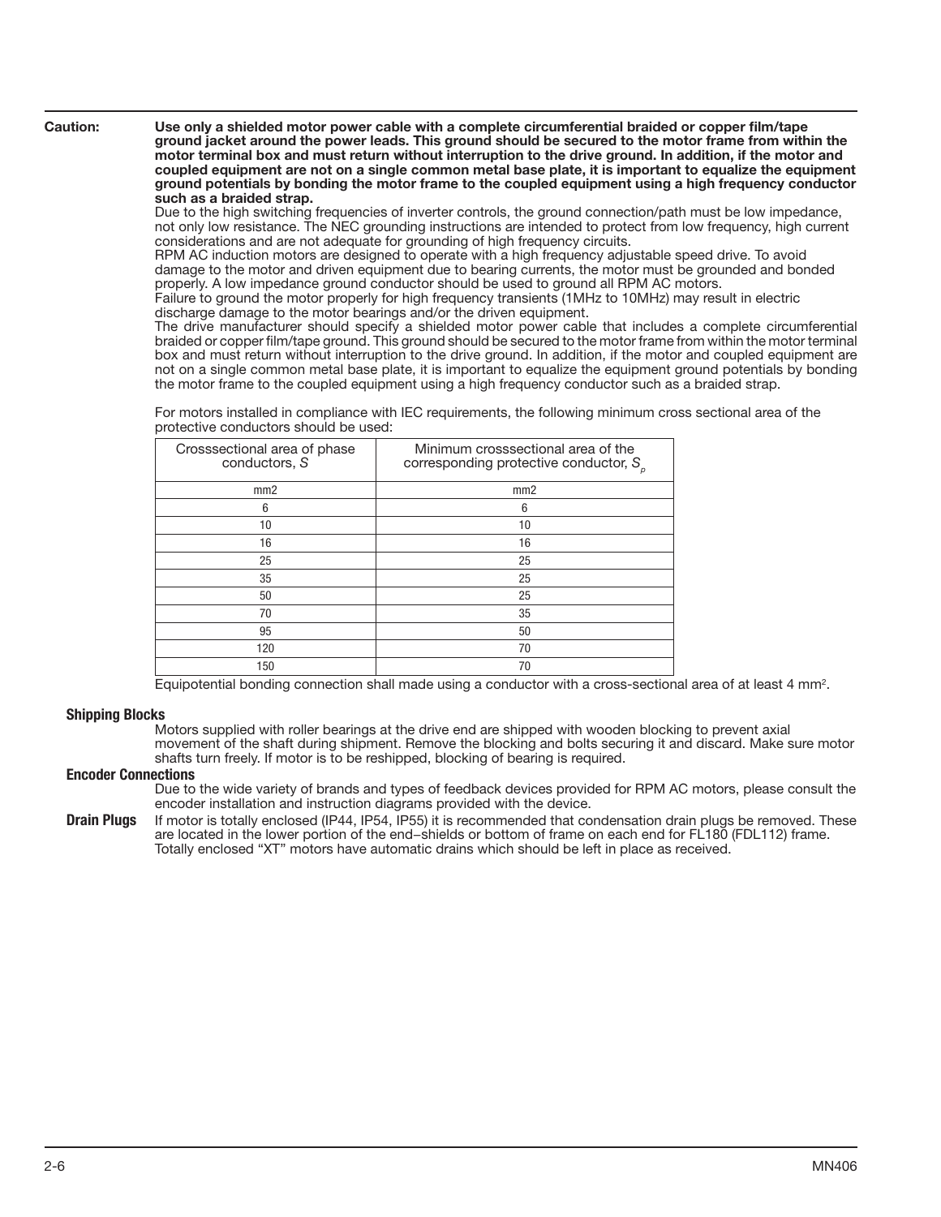**Caution:** **Use only a shielded motor power cable with a complete circumferential braided or copper film/tape ground jacket around the power leads. This ground should be secured to the motor frame from within the motor terminal box and must return without interruption to the drive ground. In addition, if the motor and coupled equipment are not on a single common metal base plate, it is important to equalize the equipment ground potentials by bonding the motor frame to the coupled equipment using a high frequency conductor such as a braided strap.**

Due to the high switching frequencies of inverter controls, the ground connection/path must be low impedance, not only low resistance. The NEC grounding instructions are intended to protect from low frequency, high current considerations and are not adequate for grounding of high frequency circuits.

RPM AC induction motors are designed to operate with a high frequency adjustable speed drive. To avoid damage to the motor and driven equipment due to bearing currents, the motor must be grounded and bonded properly. A low impedance ground conductor should be used to ground all RPM AC motors.

Failure to ground the motor properly for high frequency transients (1MHz to 10MHz) may result in electric discharge damage to the motor bearings and/or the driven equipment.

The drive manufacturer should specify a shielded motor power cable that includes a complete circumferential braided or copper film/tape ground. This ground should be secured to the motor frame from within the motor terminal box and must return without interruption to the drive ground. In addition, if the motor and coupled equipment are not on a single common metal base plate, it is important to equalize the equipment ground potentials by bonding the motor frame to the coupled equipment using a high frequency conductor such as a braided strap.

For motors installed in compliance with IEC requirements, the following minimum cross sectional area of the protective conductors should be used:

| Crosssectional area of phase conductors, *S* | Minimum crosssectional area of the corresponding protective conductor, $S_p$ |
|---|---|
| mm2 | mm2 |
| 6 | 6 |
| 10 | 10 |
| 16 | 16 |
| 25 | 25 |
| 35 | 25 |
| 50 | 25 |
| 70 | 35 |
| 95 | 50 |
| 120 | 70 |
| 150 | 70 |

Equipotential bonding connection shall made using a conductor with a cross-sectional area of at least 4 $mm^2$.

### Shipping Blocks

Motors supplied with roller bearings at the drive end are shipped with wooden blocking to prevent axial movement of the shaft during shipment. Remove the blocking and bolts securing it and discard. Make sure motor shafts turn freely. If motor is to be reshipped, blocking of bearing is required.

### Encoder Connections

Due to the wide variety of brands and types of feedback devices provided for RPM AC motors, please consult the encoder installation and instruction diagrams provided with the device.

### Drain Plugs

If motor is totally enclosed (IP44, IP54, IP55) it is recommended that condensation drain plugs be removed. These are located in the lower portion of the end–shields or bottom of frame on each end for FL180 (FDL112) frame. Totally enclosed "XT" motors have automatic drains which should be left in place as received.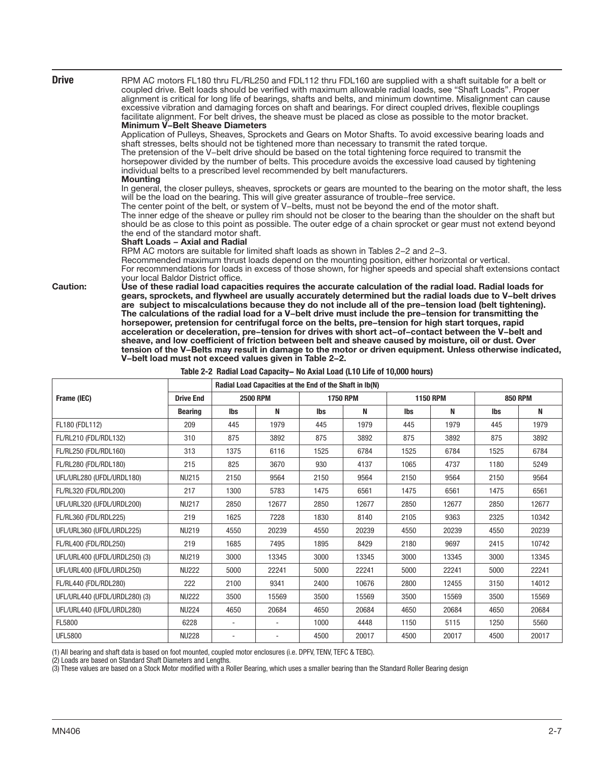**Drive**

RPM AC motors FL180 thru FL/RL250 and FDL112 thru FDL160 are supplied with a shaft suitable for a belt or coupled drive. Belt loads should be verified with maximum allowable radial loads, see "Shaft Loads". Proper alignment is critical for long life of bearings, shafts and belts, and minimum downtime. Misalignment can cause excessive vibration and damaging forces on shaft and bearings. For direct coupled drives, flexible couplings facilitate alignment. For belt drives, the sheave must be placed as close as possible to the motor bracket.

**Minimum V–Belt Sheave Diameters**

Application of Pulleys, Sheaves, Sprockets and Gears on Motor Shafts. To avoid excessive bearing loads and shaft stresses, belts should not be tightened more than necessary to transmit the rated torque.

The pretension of the V–belt drive should be based on the total tightening force required to transmit the horsepower divided by the number of belts. This procedure avoids the excessive load caused by tightening individual belts to a prescribed level recommended by belt manufacturers.

**Mounting**

In general, the closer pulleys, sheaves, sprockets or gears are mounted to the bearing on the motor shaft, the less will be the load on the bearing. This will give greater assurance of trouble–free service.

The center point of the belt, or system of V–belts, must not be beyond the end of the motor shaft.

The inner edge of the sheave or pulley rim should not be closer to the bearing than the shoulder on the shaft but should be as close to this point as possible. The outer edge of a chain sprocket or gear must not extend beyond the end of the standard motor shaft.

**Shaft Loads – Axial and Radial**

RPM AC motors are suitable for limited shaft loads as shown in Tables 2–2 and 2–3.

Recommended maximum thrust loads depend on the mounting position, either horizontal or vertical.

For recommendations for loads in excess of those shown, for higher speeds and special shaft extensions contact your local Baldor District office.

**Caution:** **Use of these radial load capacities requires the accurate calculation of the radial load. Radial loads for gears, sprockets, and flywheel are usually accurately determined but the radial loads due to V–belt drives are subject to miscalculations because they do not include all of the pre–tension load (belt tightening). The calculations of the radial load for a V–belt drive must include the pre–tension for transmitting the horsepower, pretension for centrifugal force on the belts, pre–tension for high start torques, rapid acceleration or deceleration, pre–tension for drives with short act–of–contact between the V–belt and sheave, and low coefficient of friction between belt and sheave caused by moisture, oil or dust. Over tension of the V–Belts may result in damage to the motor or driven equipment. Unless otherwise indicated, V–belt load must not exceed values given in Table 2–2.**

**Table 2-2 Radial Load Capacity– No Axial Load (L10 Life of 10,000 hours)**

| Frame (IEC) | Drive End | Radial Load Capacities at the End of the Shaft in lb(N) | | | | | | | |
|---|---|---|---|---|---|---|---|---|---|
| | | 2500 RPM | | 1750 RPM | | 1150 RPM | | 850 RPM | |
| | Bearing | lbs | N | lbs | N | lbs | N | lbs | N |
| FL180 (FDL112) | 209 | 445 | 1979 | 445 | 1979 | 445 | 1979 | 445 | 1979 |
| FL/RL210 (FDL/RDL132) | 310 | 875 | 3892 | 875 | 3892 | 875 | 3892 | 875 | 3892 |
| FL/RL250 (FDL/RDL160) | 313 | 1375 | 6116 | 1525 | 6784 | 1525 | 6784 | 1525 | 6784 |
| FL/RL280 (FDL/RDL180) | 215 | 825 | 3670 | 930 | 4137 | 1065 | 4737 | 1180 | 5249 |
| UFL/URL280 (UFDL/URDL180) | NU215 | 2150 | 9564 | 2150 | 9564 | 2150 | 9564 | 2150 | 9564 |
| FL/RL320 (FDL/RDL200) | 217 | 1300 | 5783 | 1475 | 6561 | 1475 | 6561 | 1475 | 6561 |
| UFL/URL320 (UFDL/URDL200) | NU217 | 2850 | 12677 | 2850 | 12677 | 2850 | 12677 | 2850 | 12677 |
| FL/RL360 (FDL/RDL225) | 219 | 1625 | 7228 | 1830 | 8140 | 2105 | 9363 | 2325 | 10342 |
| UFL/URL360 (UFDL/URDL225) | NU219 | 4550 | 20239 | 4550 | 20239 | 4550 | 20239 | 4550 | 20239 |
| FL/RL400 (FDL/RDL250) | 219 | 1685 | 7495 | 1895 | 8429 | 2180 | 9697 | 2415 | 10742 |
| UFL/URL400 (UFDL/URDL250) (3) | NU219 | 3000 | 13345 | 3000 | 13345 | 3000 | 13345 | 3000 | 13345 |
| UFL/URL400 (UFDL/URDL250) | NU222 | 5000 | 22241 | 5000 | 22241 | 5000 | 22241 | 5000 | 22241 |
| FL/RL440 (FDL/RDL280) | 222 | 2100 | 9341 | 2400 | 10676 | 2800 | 12455 | 3150 | 14012 |
| UFL/URL440 (UFDL/URDL280) (3) | NU222 | 3500 | 15569 | 3500 | 15569 | 3500 | 15569 | 3500 | 15569 |
| UFL/URL440 (UFDL/URDL280) | NU224 | 4650 | 20684 | 4650 | 20684 | 4650 | 20684 | 4650 | 20684 |
| FL5800 | 6228 | - | - | 1000 | 4448 | 1150 | 5115 | 1250 | 5560 |
| UFL5800 | NU228 | - | - | 4500 | 20017 | 4500 | 20017 | 4500 | 20017 |

(1) All bearing and shaft data is based on foot mounted, coupled motor enclosures (i.e. DPFV, TENV, TEFC & TEBC).
(2) Loads are based on Standard Shaft Diameters and Lengths.
(3) These values are based on a Stock Motor modified with a Roller Bearing, which uses a smaller bearing than the Standard Roller Bearing design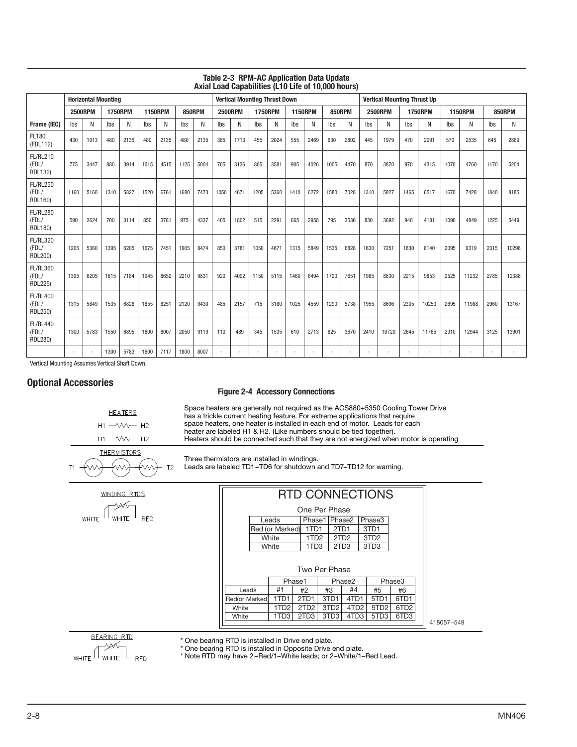**Table 2-3 RPM-AC Application Data Update**
**Axial Load Capabilities (L10 Life of 10,000 hours)**

| | Horizontal Mounting | | | | | | | | Vertical Mounting Thrust Down | | | | | | | | Vertical Mounting Thrust Up | | | | | | | |
|---|---|---|---|---|---|---|---|---|---|---|---|---|---|---|---|---|---|---|---|---|---|---|---|---|
| | 2500RPM | | 1750RPM | | 1150RPM | | 850RPM | | 2500RPM | | 1750RPM | | 1150RPM | | 850RPM | | 2500RPM | | 1750RPM | | 1150RPM | | 850RPM | |
| Frame (IEC) | lbs | N | lbs | N | lbs | N | lbs | N | lbs | N | lbs | N | lbs | N | lbs | N | lbs | N | lbs | N | lbs | N | lbs | N |
| FL180 (FDL112) | 430 | 1913 | 480 | 2135 | 480 | 2135 | 480 | 2135 | 385 | 1713 | 455 | 2024 | 555 | 2469 | 630 | 2802 | 445 | 1979 | 470 | 2091 | 570 | 2535 | 645 | 2869 |
| FL/RL210 (FDL/ RDL132) | 775 | 3447 | 880 | 3914 | 1015 | 4515 | 1125 | 5004 | 705 | 3136 | 805 | 3581 | 905 | 4026 | 1005 | 4470 | 870 | 3870 | 970 | 4315 | 1070 | 4760 | 1170 | 5204 |
| FL/RL250 (FDL/ RDL160) | 1160 | 5160 | 1310 | 5827 | 1520 | 6761 | 1680 | 7473 | 1050 | 4671 | 1205 | 5360 | 1410 | 6272 | 1580 | 7028 | 1310 | 5827 | 1465 | 6517 | 1670 | 7428 | 1840 | 8185 |
| FL/RL280 (FDL/ RDL180) | 590 | 2624 | 700 | 3114 | 850 | 3781 | 975 | 4337 | 405 | 1802 | 515 | 2291 | 665 | 2958 | 795 | 3536 | 830 | 3692 | 940 | 4181 | 1090 | 4849 | 1225 | 5449 |
| FL/RL320 (FDL/ RDL200) | 1205 | 5360 | 1395 | 6205 | 1675 | 7451 | 1905 | 8474 | 850 | 3781 | 1050 | 4671 | 1315 | 5849 | 1535 | 6828 | 1630 | 7251 | 1830 | 8140 | 2095 | 9319 | 2315 | 10298 |
| FL/RL360 (FDL/ RDL225) | 1395 | 6205 | 1615 | 7184 | 1945 | 8652 | 2210 | 9831 | 920 | 4092 | 1150 | 5115 | 1460 | 6494 | 1720 | 7651 | 1985 | 8830 | 2215 | 9853 | 2525 | 11232 | 2785 | 12388 |
| FL/RL400 (FDL/ RDL250) | 1315 | 5849 | 1535 | 6828 | 1855 | 8251 | 2120 | 9430 | 485 | 2157 | 715 | 3180 | 1025 | 4559 | 1290 | 5738 | 1955 | 8696 | 2305 | 10253 | 2695 | 11988 | 2960 | 13167 |
| FL/RL440 (FDL/ RDL280) | 1300 | 5783 | 1550 | 6895 | 1800 | 8007 | 2050 | 9119 | 110 | 489 | 345 | 1535 | 610 | 2713 | 825 | 3670 | 2410 | 10720 | 2645 | 11765 | 2910 | 12944 | 3125 | 13901 |
| | - | - | 1300 | 5783 | 1600 | 7117 | 1800 | 8007 | - | - | - | - | - | - | - | - | - | - | - | - | - | - | - | - |

Vertical Mounting Assumes Vertical Shaft Down.

## Optional Accessories

**Figure 2-4 Accessory Connections**

HEATERS

H1 — H2

H1 — H2

Space heaters are generally not required as the ACS880+5350 Cooling Tower Drive has a trickle current heating feature. For extreme applications that require space heaters, one heater is installed in each end of motor. Leads for each heater are labeled H1 & H2. (Like numbers should be tied together). Heaters should be connected such that they are not energized when motor is operating

THERMISTORS

T1 — T2

Three thermistors are installed in windings.
Leads are labeled TD1–TD6 for shutdown and TD7–TD12 for warning.

WINDING RTDS

WHITE WHITE RED

**RTD CONNECTIONS**

One Per Phase

| Leads | Phase1 | Phase2 | Phase3 |
|---|---|---|---|
| Red (or Marked) | 1TD1 | 2TD1 | 3TD1 |
| White | 1TD2 | 2TD2 | 3TD2 |
| White | 1TD3 | 2TD3 | 3TD3 |

Two Per Phase

| | Phase1 | | Phase2 | | Phase3 | |
|---|---|---|---|---|---|---|
| Leads | #1 | #2 | #3 | #4 | #5 | #6 |
| Red(or Marked) | 1TD1 | 2TD1 | 3TD1 | 4TD1 | 5TD1 | 6TD1 |
| White | 1TD2 | 2TD2 | 3TD2 | 4TD2 | 5TD2 | 6TD2 |
| White | 1TD3 | 2TD3 | 3TD3 | 4TD3 | 5TD3 | 6TD3 |

418057–549

BEARING RTD

WHITE WHITE RED

* One bearing RTD is installed in Drive end plate.
* One bearing RTD is installed in Opposite Drive end plate.
* Note RTD may have 2–Red/1–White leads; or 2–White/1–Red Lead.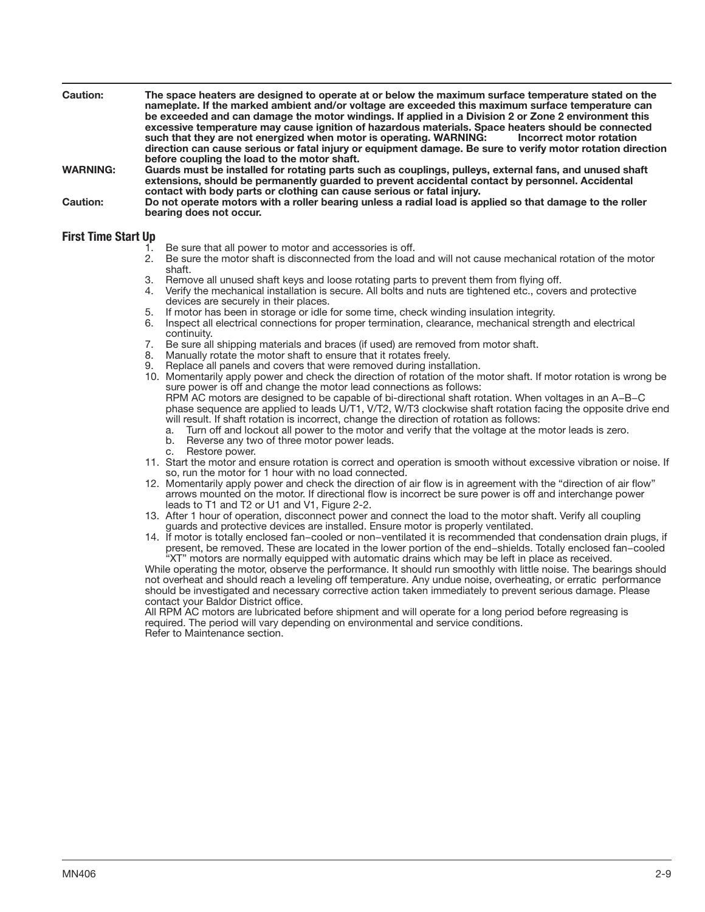**Caution:** **The space heaters are designed to operate at or below the maximum surface temperature stated on the nameplate. If the marked ambient and/or voltage are exceeded this maximum surface temperature can be exceeded and can damage the motor windings. If applied in a Division 2 or Zone 2 environment this excessive temperature may cause ignition of hazardous materials. Space heaters should be connected such that they are not energized when motor is operating. WARNING: Incorrect motor rotation direction can cause serious or fatal injury or equipment damage. Be sure to verify motor rotation direction before coupling the load to the motor shaft.**

**WARNING:** **Guards must be installed for rotating parts such as couplings, pulleys, external fans, and unused shaft extensions, should be permanently guarded to prevent accidental contact by personnel. Accidental contact with body parts or clothing can cause serious or fatal injury.**

**Caution:** **Do not operate motors with a roller bearing unless a radial load is applied so that damage to the roller bearing does not occur.**

## First Time Start Up

1. Be sure that all power to motor and accessories is off.
2. Be sure the motor shaft is disconnected from the load and will not cause mechanical rotation of the motor shaft.
3. Remove all unused shaft keys and loose rotating parts to prevent them from flying off.
4. Verify the mechanical installation is secure. All bolts and nuts are tightened etc., covers and protective devices are securely in their places.
5. If motor has been in storage or idle for some time, check winding insulation integrity.
6. Inspect all electrical connections for proper termination, clearance, mechanical strength and electrical continuity.
7. Be sure all shipping materials and braces (if used) are removed from motor shaft.
8. Manually rotate the motor shaft to ensure that it rotates freely.
9. Replace all panels and covers that were removed during installation.
10. Momentarily apply power and check the direction of rotation of the motor shaft. If motor rotation is wrong be sure power is off and change the motor lead connections as follows:
    RPM AC motors are designed to be capable of bi-directional shaft rotation. When voltages in an A−B−C phase sequence are applied to leads U/T1, V/T2, W/T3 clockwise shaft rotation facing the opposite drive end will result. If shaft rotation is incorrect, change the direction of rotation as follows:
    a. Turn off and lockout all power to the motor and verify that the voltage at the motor leads is zero.
    b. Reverse any two of three motor power leads.
    c. Restore power.
11. Start the motor and ensure rotation is correct and operation is smooth without excessive vibration or noise. If so, run the motor for 1 hour with no load connected.
12. Momentarily apply power and check the direction of air flow is in agreement with the “direction of air flow” arrows mounted on the motor. If directional flow is incorrect be sure power is off and interchange power leads to T1 and T2 or U1 and V1, Figure 2-2.
13. After 1 hour of operation, disconnect power and connect the load to the motor shaft. Verify all coupling guards and protective devices are installed. Ensure motor is properly ventilated.
14. If motor is totally enclosed fan−cooled or non−ventilated it is recommended that condensation drain plugs, if present, be removed. These are located in the lower portion of the end−shields. Totally enclosed fan−cooled “XT” motors are normally equipped with automatic drains which may be left in place as received.

While operating the motor, observe the performance. It should run smoothly with little noise. The bearings should not overheat and should reach a leveling off temperature. Any undue noise, overheating, or erratic performance should be investigated and necessary corrective action taken immediately to prevent serious damage. Please contact your Baldor District office.

All RPM AC motors are lubricated before shipment and will operate for a long period before regreasing is required. The period will vary depending on environmental and service conditions.

Refer to Maintenance section.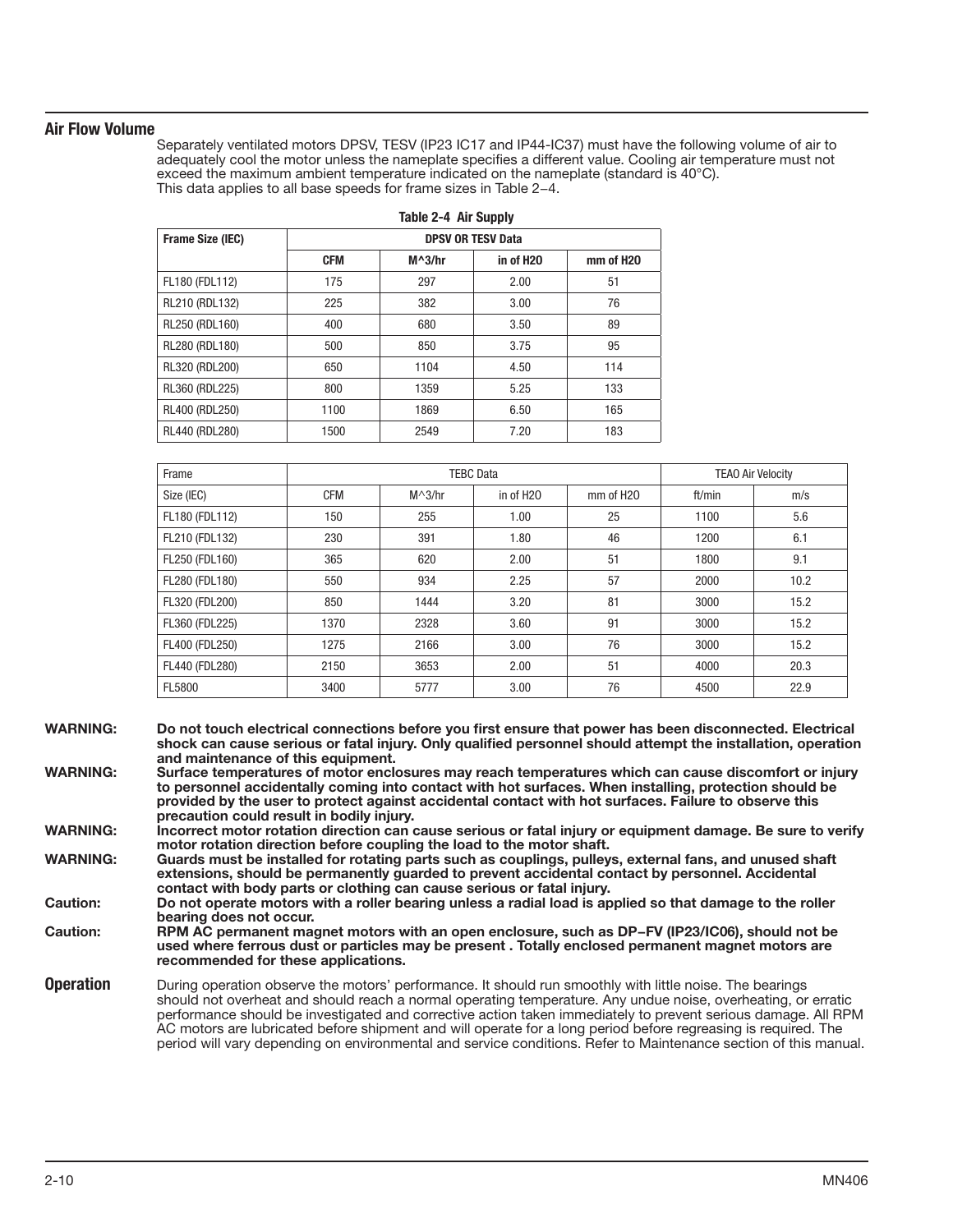## Air Flow Volume

Separately ventilated motors DPSV, TESV (IP23 IC17 and IP44-IC37) must have the following volume of air to adequately cool the motor unless the nameplate specifies a different value. Cooling air temperature must not exceed the maximum ambient temperature indicated on the nameplate (standard is 40°C).
This data applies to all base speeds for frame sizes in Table 2−4.

**Table 2-4 Air Supply**

| Frame Size (IEC) | DPSV OR TESV Data | | | |
|---|---|---|---|---|
| | CFM | M^3/hr | in of H20 | mm of H20 |
| FL180 (FDL112) | 175 | 297 | 2.00 | 51 |
| RL210 (RDL132) | 225 | 382 | 3.00 | 76 |
| RL250 (RDL160) | 400 | 680 | 3.50 | 89 |
| RL280 (RDL180) | 500 | 850 | 3.75 | 95 |
| RL320 (RDL200) | 650 | 1104 | 4.50 | 114 |
| RL360 (RDL225) | 800 | 1359 | 5.25 | 133 |
| RL400 (RDL250) | 1100 | 1869 | 6.50 | 165 |
| RL440 (RDL280) | 1500 | 2549 | 7.20 | 183 |

| Frame | TEBC Data | | | | TEAO Air Velocity | |
|---|---|---|---|---|---|---|
| Size (IEC) | CFM | M^3/hr | in of H20 | mm of H20 | ft/min | m/s |
| FL180 (FDL112) | 150 | 255 | 1.00 | 25 | 1100 | 5.6 |
| FL210 (FDL132) | 230 | 391 | 1.80 | 46 | 1200 | 6.1 |
| FL250 (FDL160) | 365 | 620 | 2.00 | 51 | 1800 | 9.1 |
| FL280 (FDL180) | 550 | 934 | 2.25 | 57 | 2000 | 10.2 |
| FL320 (FDL200) | 850 | 1444 | 3.20 | 81 | 3000 | 15.2 |
| FL360 (FDL225) | 1370 | 2328 | 3.60 | 91 | 3000 | 15.2 |
| FL400 (FDL250) | 1275 | 2166 | 3.00 | 76 | 3000 | 15.2 |
| FL440 (FDL280) | 2150 | 3653 | 2.00 | 51 | 4000 | 20.3 |
| FL5800 | 3400 | 5777 | 3.00 | 76 | 4500 | 22.9 |

**WARNING: Do not touch electrical connections before you first ensure that power has been disconnected. Electrical shock can cause serious or fatal injury. Only qualified personnel should attempt the installation, operation and maintenance of this equipment.**

**WARNING: Surface temperatures of motor enclosures may reach temperatures which can cause discomfort or injury to personnel accidentally coming into contact with hot surfaces. When installing, protection should be provided by the user to protect against accidental contact with hot surfaces. Failure to observe this precaution could result in bodily injury.**

**WARNING: Incorrect motor rotation direction can cause serious or fatal injury or equipment damage. Be sure to verify motor rotation direction before coupling the load to the motor shaft.**

**WARNING: Guards must be installed for rotating parts such as couplings, pulleys, external fans, and unused shaft extensions, should be permanently guarded to prevent accidental contact by personnel. Accidental contact with body parts or clothing can cause serious or fatal injury.**

**Caution: Do not operate motors with a roller bearing unless a radial load is applied so that damage to the roller bearing does not occur.**

**Caution: RPM AC permanent magnet motors with an open enclosure, such as DP−FV (IP23/IC06), should not be used where ferrous dust or particles may be present . Totally enclosed permanent magnet motors are recommended for these applications.**

## Operation

During operation observe the motors' performance. It should run smoothly with little noise. The bearings should not overheat and should reach a normal operating temperature. Any undue noise, overheating, or erratic performance should be investigated and corrective action taken immediately to prevent serious damage. All RPM AC motors are lubricated before shipment and will operate for a long period before regreasing is required. The period will vary depending on environmental and service conditions. Refer to Maintenance section of this manual.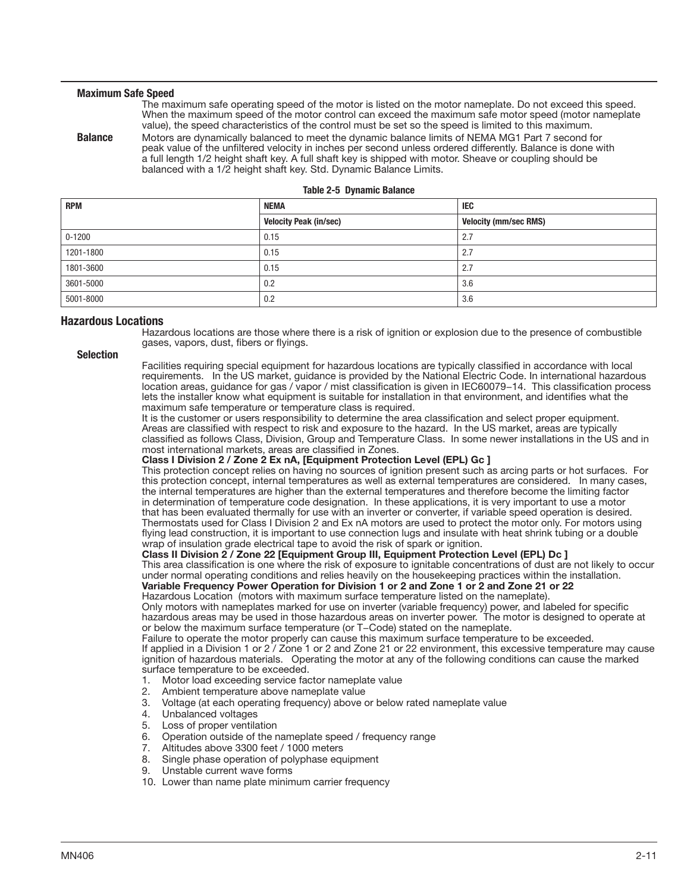### Maximum Safe Speed

The maximum safe operating speed of the motor is listed on the motor nameplate. Do not exceed this speed. When the maximum speed of the motor control can exceed the maximum safe motor speed (motor nameplate value), the speed characteristics of the control must be set so the speed is limited to this maximum.

### Balance

Motors are dynamically balanced to meet the dynamic balance limits of NEMA MG1 Part 7 second for peak value of the unfiltered velocity in inches per second unless ordered differently. Balance is done with a full length 1/2 height shaft key. A full shaft key is shipped with motor. Sheave or coupling should be balanced with a 1/2 height shaft key. Std. Dynamic Balance Limits.

**Table 2-5 Dynamic Balance**

| RPM | NEMA | IEC |
|---|---|---|
| | Velocity Peak (in/sec) | Velocity (mm/sec RMS) |
| 0-1200 | 0.15 | 2.7 |
| 1201-1800 | 0.15 | 2.7 |
| 1801-3600 | 0.15 | 2.7 |
| 3601-5000 | 0.2 | 3.6 |
| 5001-8000 | 0.2 | 3.6 |

## Hazardous Locations

Hazardous locations are those where there is a risk of ignition or explosion due to the presence of combustible gases, vapors, dust, fibers or flyings.

### Selection

Facilities requiring special equipment for hazardous locations are typically classified in accordance with local requirements. In the US market, guidance is provided by the National Electric Code. In international hazardous location areas, guidance for gas / vapor / mist classification is given in IEC60079–14. This classification process lets the installer know what equipment is suitable for installation in that environment, and identifies what the maximum safe temperature or temperature class is required.

It is the customer or users responsibility to determine the area classification and select proper equipment. Areas are classified with respect to risk and exposure to the hazard. In the US market, areas are typically classified as follows Class, Division, Group and Temperature Class. In some newer installations in the US and in most international markets, areas are classified in Zones.

**Class I Division 2 / Zone 2 Ex nA, [Equipment Protection Level (EPL) Gc ]**

This protection concept relies on having no sources of ignition present such as arcing parts or hot surfaces. For this protection concept, internal temperatures as well as external temperatures are considered. In many cases, the internal temperatures are higher than the external temperatures and therefore become the limiting factor in determination of temperature code designation. In these applications, it is very important to use a motor that has been evaluated thermally for use with an inverter or converter, if variable speed operation is desired. Thermostats used for Class I Division 2 and Ex nA motors are used to protect the motor only. For motors using flying lead construction, it is important to use connection lugs and insulate with heat shrink tubing or a double wrap of insulation grade electrical tape to avoid the risk of spark or ignition.

**Class II Division 2 / Zone 22 [Equipment Group III, Equipment Protection Level (EPL) Dc ]**

This area classification is one where the risk of exposure to ignitable concentrations of dust are not likely to occur under normal operating conditions and relies heavily on the housekeeping practices within the installation.

**Variable Frequency Power Operation for Division 1 or 2 and Zone 1 or 2 and Zone 21 or 22**

Hazardous Location (motors with maximum surface temperature listed on the nameplate).

Only motors with nameplates marked for use on inverter (variable frequency) power, and labeled for specific hazardous areas may be used in those hazardous areas on inverter power. The motor is designed to operate at or below the maximum surface temperature (or T–Code) stated on the nameplate.

Failure to operate the motor properly can cause this maximum surface temperature to be exceeded.

If applied in a Division 1 or 2 / Zone 1 or 2 and Zone 21 or 22 environment, this excessive temperature may cause ignition of hazardous materials. Operating the motor at any of the following conditions can cause the marked surface temperature to be exceeded.

1. Motor load exceeding service factor nameplate value
2. Ambient temperature above nameplate value
3. Voltage (at each operating frequency) above or below rated nameplate value
4. Unbalanced voltages
5. Loss of proper ventilation
6. Operation outside of the nameplate speed / frequency range
7. Altitudes above 3300 feet / 1000 meters
8. Single phase operation of polyphase equipment
9. Unstable current wave forms
10. Lower than name plate minimum carrier frequency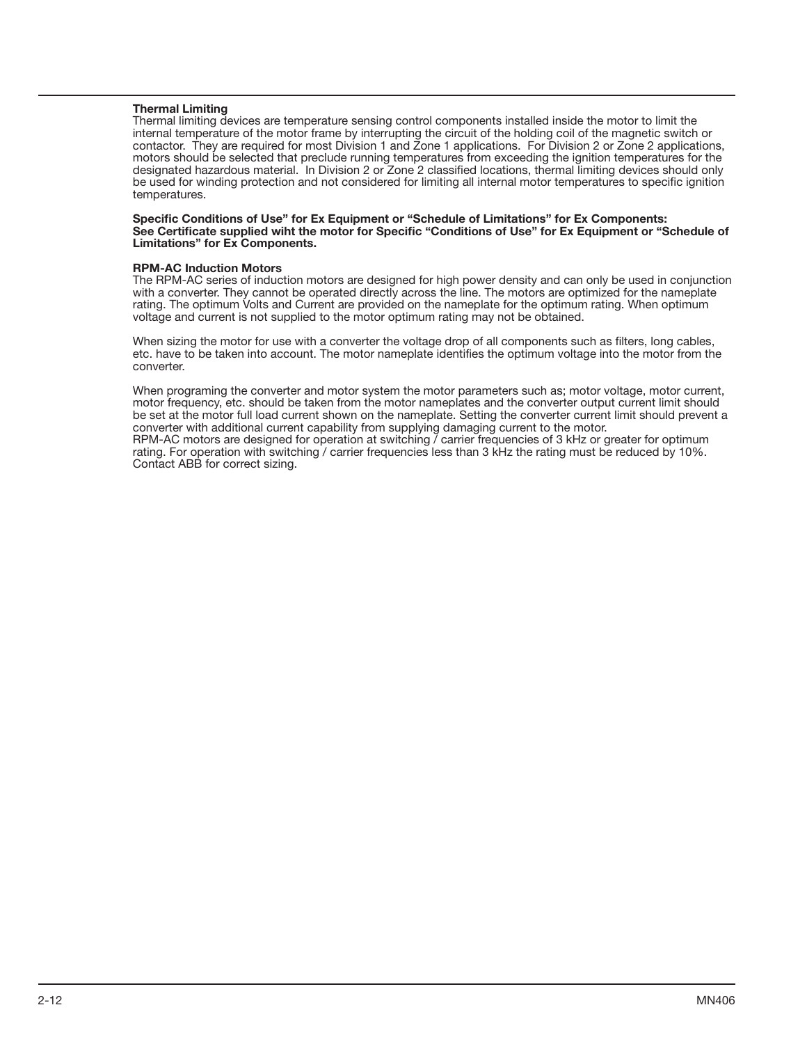### Thermal Limiting

Thermal limiting devices are temperature sensing control components installed inside the motor to limit the internal temperature of the motor frame by interrupting the circuit of the holding coil of the magnetic switch or contactor. They are required for most Division 1 and Zone 1 applications. For Division 2 or Zone 2 applications, motors should be selected that preclude running temperatures from exceeding the ignition temperatures for the designated hazardous material. In Division 2 or Zone 2 classified locations, thermal limiting devices should only be used for winding protection and not considered for limiting all internal motor temperatures to specific ignition temperatures.

**Specific Conditions of Use" for Ex Equipment or "Schedule of Limitations" for Ex Components: See Certificate supplied wiht the motor for Specific "Conditions of Use" for Ex Equipment or "Schedule of Limitations" for Ex Components.**

### RPM-AC Induction Motors

The RPM-AC series of induction motors are designed for high power density and can only be used in conjunction with a converter. They cannot be operated directly across the line. The motors are optimized for the nameplate rating. The optimum Volts and Current are provided on the nameplate for the optimum rating. When optimum voltage and current is not supplied to the motor optimum rating may not be obtained.

When sizing the motor for use with a converter the voltage drop of all components such as filters, long cables, etc. have to be taken into account. The motor nameplate identifies the optimum voltage into the motor from the converter.

When programing the converter and motor system the motor parameters such as; motor voltage, motor current, motor frequency, etc. should be taken from the motor nameplates and the converter output current limit should be set at the motor full load current shown on the nameplate. Setting the converter current limit should prevent a converter with additional current capability from supplying damaging current to the motor.
RPM-AC motors are designed for operation at switching / carrier frequencies of 3 kHz or greater for optimum rating. For operation with switching / carrier frequencies less than 3 kHz the rating must be reduced by 10%. Contact ABB for correct sizing.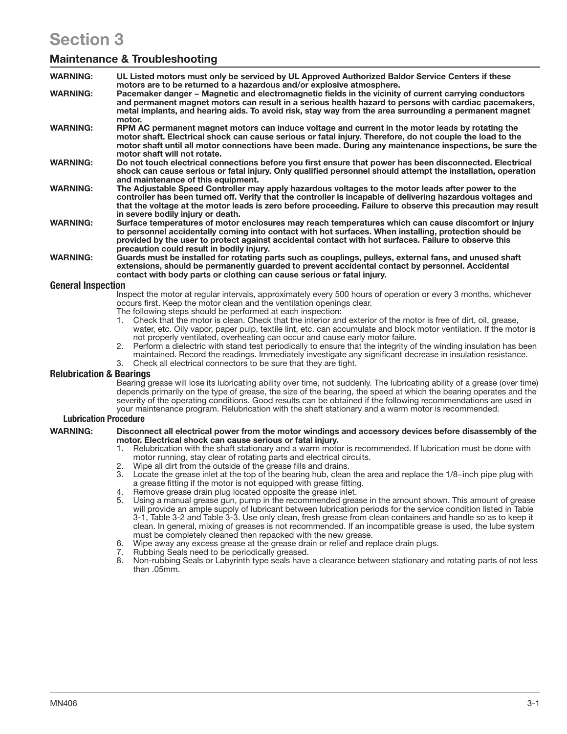# Section 3

## Maintenance & Troubleshooting

**WARNING: UL Listed motors must only be serviced by UL Approved Authorized Baldor Service Centers if these motors are to be returned to a hazardous and/or explosive atmosphere.**

**WARNING: Pacemaker danger – Magnetic and electromagnetic fields in the vicinity of current carrying conductors and permanent magnet motors can result in a serious health hazard to persons with cardiac pacemakers, metal implants, and hearing aids. To avoid risk, stay way from the area surrounding a permanent magnet motor.**

**WARNING: RPM AC permanent magnet motors can induce voltage and current in the motor leads by rotating the motor shaft. Electrical shock can cause serious or fatal injury. Therefore, do not couple the load to the motor shaft until all motor connections have been made. During any maintenance inspections, be sure the motor shaft will not rotate.**

**WARNING: Do not touch electrical connections before you first ensure that power has been disconnected. Electrical shock can cause serious or fatal injury. Only qualified personnel should attempt the installation, operation and maintenance of this equipment.**

**WARNING: The Adjustable Speed Controller may apply hazardous voltages to the motor leads after power to the controller has been turned off. Verify that the controller is incapable of delivering hazardous voltages and that the voltage at the motor leads is zero before proceeding. Failure to observe this precaution may result in severe bodily injury or death.**

**WARNING: Surface temperatures of motor enclosures may reach temperatures which can cause discomfort or injury to personnel accidentally coming into contact with hot surfaces. When installing, protection should be provided by the user to protect against accidental contact with hot surfaces. Failure to observe this precaution could result in bodily injury.**

**WARNING: Guards must be installed for rotating parts such as couplings, pulleys, external fans, and unused shaft extensions, should be permanently guarded to prevent accidental contact by personnel. Accidental contact with body parts or clothing can cause serious or fatal injury.**

### General Inspection

Inspect the motor at regular intervals, approximately every 500 hours of operation or every 3 months, whichever occurs first. Keep the motor clean and the ventilation openings clear.

The following steps should be performed at each inspection:

1. Check that the motor is clean. Check that the interior and exterior of the motor is free of dirt, oil, grease, water, etc. Oily vapor, paper pulp, textile lint, etc. can accumulate and block motor ventilation. If the motor is not properly ventilated, overheating can occur and cause early motor failure.
2. Perform a dielectric with stand test periodically to ensure that the integrity of the winding insulation has been maintained. Record the readings. Immediately investigate any significant decrease in insulation resistance.
3. Check all electrical connectors to be sure that they are tight.

### Relubrication & Bearings

Bearing grease will lose its lubricating ability over time, not suddenly. The lubricating ability of a grease (over time) depends primarily on the type of grease, the size of the bearing, the speed at which the bearing operates and the severity of the operating conditions. Good results can be obtained if the following recommendations are used in your maintenance program. Relubrication with the shaft stationary and a warm motor is recommended.

#### Lubrication Procedure

**WARNING: Disconnect all electrical power from the motor windings and accessory devices before disassembly of the motor. Electrical shock can cause serious or fatal injury.**

1. Relubrication with the shaft stationary and a warm motor is recommended. If lubrication must be done with motor running, stay clear of rotating parts and electrical circuits.
2. Wipe all dirt from the outside of the grease fills and drains.
3. Locate the grease inlet at the top of the bearing hub, clean the area and replace the 1/8–inch pipe plug with a grease fitting if the motor is not equipped with grease fitting.
4. Remove grease drain plug located opposite the grease inlet.
5. Using a manual grease gun, pump in the recommended grease in the amount shown. This amount of grease will provide an ample supply of lubricant between lubrication periods for the service condition listed in Table 3-1, Table 3-2 and Table 3-3. Use only clean, fresh grease from clean containers and handle so as to keep it clean. In general, mixing of greases is not recommended. If an incompatible grease is used, the lube system must be completely cleaned then repacked with the new grease.
6. Wipe away any excess grease at the grease drain or relief and replace drain plugs.
7. Rubbing Seals need to be periodically greased.
8. Non-rubbing Seals or Labyrinth type seals have a clearance between stationary and rotating parts of not less than .05mm.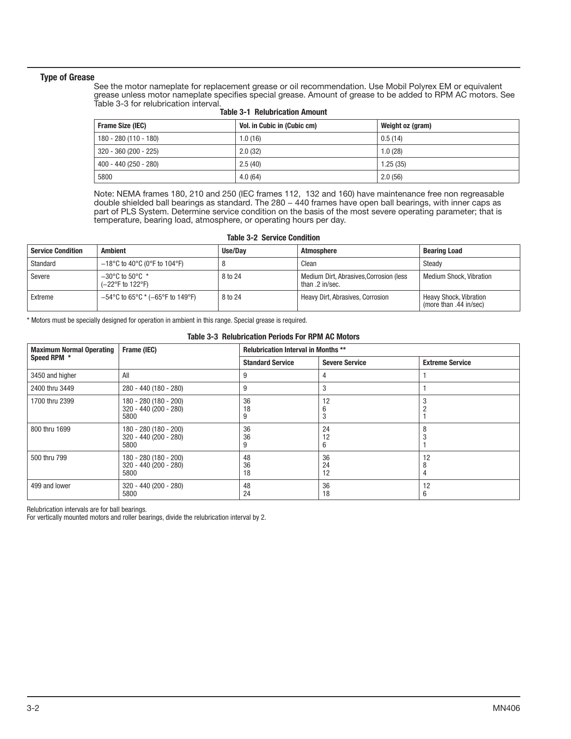### Type of Grease

See the motor nameplate for replacement grease or oil recommendation. Use Mobil Polyrex EM or equivalent grease unless motor nameplate specifies special grease. Amount of grease to be added to RPM AC motors. See Table 3-3 for relubrication interval.

**Table 3-1 Relubrication Amount**

| Frame Size (IEC) | Vol. in Cubic in (Cubic cm) | Weight oz (gram) |
|---|---|---|
| 180 - 280 (110 - 180) | 1.0 (16) | 0.5 (14) |
| 320 - 360 (200 - 225) | 2.0 (32) | 1.0 (28) |
| 400 - 440 (250 - 280) | 2.5 (40) | 1.25 (35) |
| 5800 | 4.0 (64) | 2.0 (56) |

Note: NEMA frames 180, 210 and 250 (IEC frames 112, 132 and 160) have maintenance free non regreasable double shielded ball bearings as standard. The 280 – 440 frames have open ball bearings, with inner caps as part of PLS System. Determine service condition on the basis of the most severe operating parameter; that is temperature, bearing load, atmosphere, or operating hours per day.

**Table 3-2 Service Condition**

| Service Condition | Ambient | Use/Day | Atmosphere | Bearing Load |
|---|---|---|---|---|
| Standard | −18°C to 40°C (0°F to 104°F) | 8 | Clean | Steady |
| Severe | −30°C to 50°C * (−22°F to 122°F) | 8 to 24 | Medium Dirt, Abrasives,Corrosion (less than .2 in/sec. | Medium Shock, Vibration |
| Extreme | −54°C to 65°C * (−65°F to 149°F) | 8 to 24 | Heavy Dirt, Abrasives, Corrosion | Heavy Shock, Vibration (more than .44 in/sec) |

* Motors must be specially designed for operation in ambient in this range. Special grease is required.

**Table 3-3 Relubrication Periods For RPM AC Motors**

| Maximum Normal Operating Speed RPM * | Frame (IEC) | Relubrication Interval in Months ** | | |
|---|---|---|---|---|
| | | Standard Service | Severe Service | Extreme Service |
| 3450 and higher | All | 9 | 4 | 1 |
| 2400 thru 3449 | 280 - 440 (180 - 280) | 9 | 3 | 1 |
| 1700 thru 2399 | 180 - 280 (180 - 200)<br>320 - 440 (200 - 280)<br>5800 | 36<br>18<br>9 | 12<br>6<br>3 | 3<br>2<br>1 |
| 800 thru 1699 | 180 - 280 (180 - 200)<br>320 - 440 (200 - 280)<br>5800 | 36<br>36<br>9 | 24<br>12<br>6 | 8<br>3<br>1 |
| 500 thru 799 | 180 - 280 (180 - 200)<br>320 - 440 (200 - 280)<br>5800 | 48<br>36<br>18 | 36<br>24<br>12 | 12<br>8<br>4 |
| 499 and lower | 320 - 440 (200 - 280)<br>5800 | 48<br>24 | 36<br>18 | 12<br>6 |

Relubrication intervals are for ball bearings.
For vertically mounted motors and roller bearings, divide the relubrication interval by 2.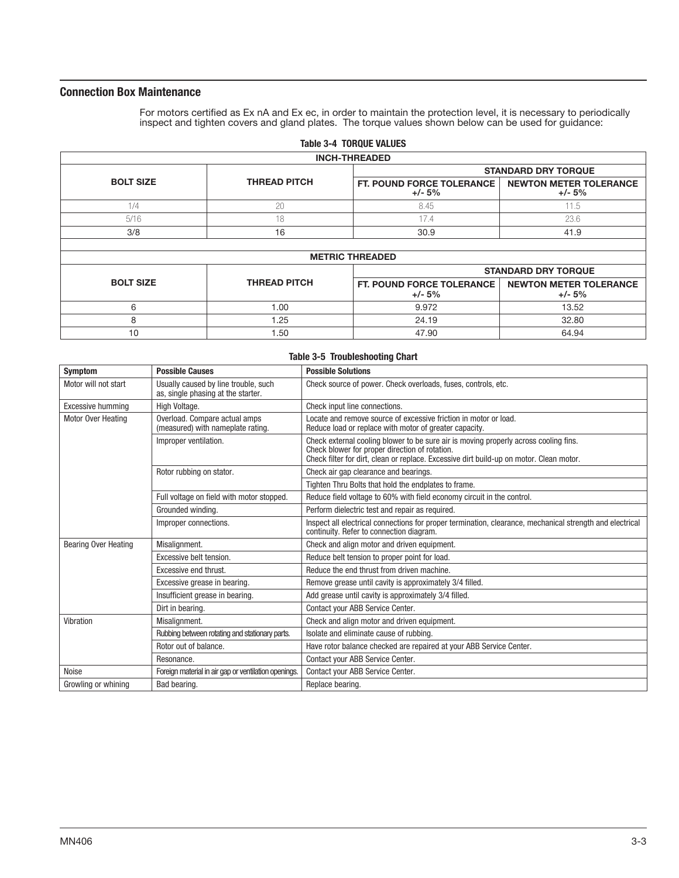## Connection Box Maintenance

For motors certified as Ex nA and Ex ec, in order to maintain the protection level, it is necessary to periodically inspect and tighten covers and gland plates. The torque values shown below can be used for guidance:

**Table 3-4 TORQUE VALUES**

| INCH-THREADED | | | |
|---|---|---|---|
| BOLT SIZE | THREAD PITCH | STANDARD DRY TORQUE | |
| | | FT. POUND FORCE TOLERANCE +/- 5% | NEWTON METER TOLERANCE +/- 5% |
| 1/4 | 20 | 8.45 | 11.5 |
| 5/16 | 18 | 17.4 | 23.6 |
| 3/8 | 16 | 30.9 | 41.9 |

| METRIC THREADED | | | |
|---|---|---|---|
| BOLT SIZE | THREAD PITCH | STANDARD DRY TORQUE | |
| | | FT. POUND FORCE TOLERANCE +/- 5% | NEWTON METER TOLERANCE +/- 5% |
| 6 | 1.00 | 9.972 | 13.52 |
| 8 | 1.25 | 24.19 | 32.80 |
| 10 | 1.50 | 47.90 | 64.94 |

**Table 3-5 Troubleshooting Chart**

| Symptom | Possible Causes | Possible Solutions |
|---|---|---|
| Motor will not start | Usually caused by line trouble, such as, single phasing at the starter. | Check source of power. Check overloads, fuses, controls, etc. |
| Excessive humming | High Voltage. | Check input line connections. |
| Motor Over Heating | Overload. Compare actual amps (measured) with nameplate rating. | Locate and remove source of excessive friction in motor or load. Reduce load or replace with motor of greater capacity. |
| | Improper ventilation. | Check external cooling blower to be sure air is moving properly across cooling fins. Check blower for proper direction of rotation. Check filter for dirt, clean or replace. Excessive dirt build-up on motor. Clean motor. |
| | Rotor rubbing on stator. | Check air gap clearance and bearings. |
| | | Tighten Thru Bolts that hold the endplates to frame. |
| | Full voltage on field with motor stopped. | Reduce field voltage to 60% with field economy circuit in the control. |
| | Grounded winding. | Perform dielectric test and repair as required. |
| | Improper connections. | Inspect all electrical connections for proper termination, clearance, mechanical strength and electrical continuity. Refer to connection diagram. |
| Bearing Over Heating | Misalignment. | Check and align motor and driven equipment. |
| | Excessive belt tension. | Reduce belt tension to proper point for load. |
| | Excessive end thrust. | Reduce the end thrust from driven machine. |
| | Excessive grease in bearing. | Remove grease until cavity is approximately 3/4 filled. |
| | Insufficient grease in bearing. | Add grease until cavity is approximately 3/4 filled. |
| | Dirt in bearing. | Contact your ABB Service Center. |
| Vibration | Misalignment. | Check and align motor and driven equipment. |
| | Rubbing between rotating and stationary parts. | Isolate and eliminate cause of rubbing. |
| | Rotor out of balance. | Have rotor balance checked are repaired at your ABB Service Center. |
| | Resonance. | Contact your ABB Service Center. |
| Noise | Foreign material in air gap or ventilation openings. | Contact your ABB Service Center. |
| Growling or whining | Bad bearing. | Replace bearing. |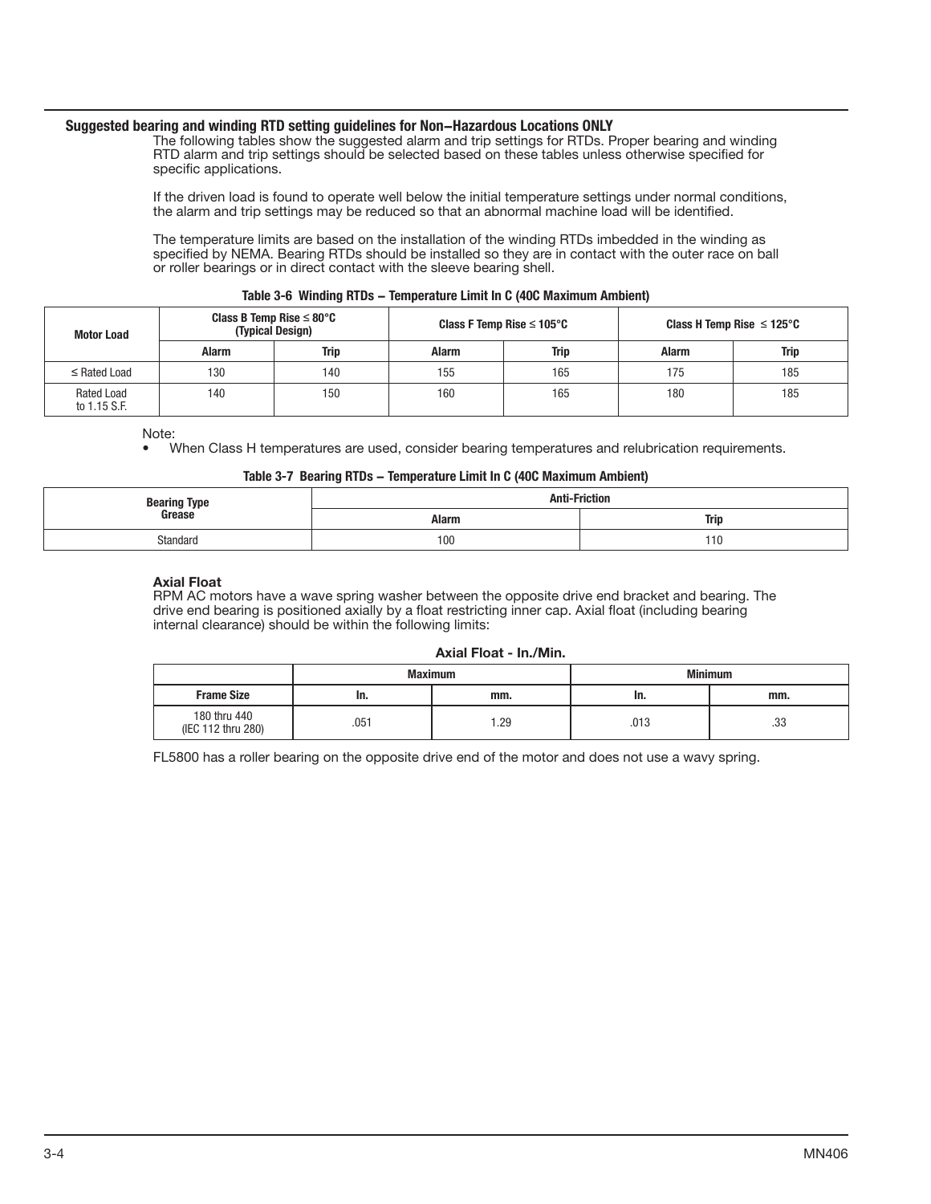### Suggested bearing and winding RTD setting guidelines for Non−Hazardous Locations ONLY

The following tables show the suggested alarm and trip settings for RTDs. Proper bearing and winding RTD alarm and trip settings should be selected based on these tables unless otherwise specified for specific applications.

If the driven load is found to operate well below the initial temperature settings under normal conditions, the alarm and trip settings may be reduced so that an abnormal machine load will be identified.

The temperature limits are based on the installation of the winding RTDs imbedded in the winding as specified by NEMA. Bearing RTDs should be installed so they are in contact with the outer race on ball or roller bearings or in direct contact with the sleeve bearing shell.

**Table 3-6 Winding RTDs – Temperature Limit In C (40C Maximum Ambient)**

| Motor Load | Class B Temp Rise ≤ 80°C (Typical Design) | | Class F Temp Rise ≤ 105°C | | Class H Temp Rise ≤ 125°C | |
|---|---|---|---|---|---|---|
| | Alarm | Trip | Alarm | Trip | Alarm | Trip |
| ≤ Rated Load | 130 | 140 | 155 | 165 | 175 | 185 |
| Rated Load to 1.15 S.F. | 140 | 150 | 160 | 165 | 180 | 185 |

Note:
- When Class H temperatures are used, consider bearing temperatures and relubrication requirements.

**Table 3-7 Bearing RTDs – Temperature Limit In C (40C Maximum Ambient)**

| Bearing Type Grease | Anti-Friction | |
|---|---|---|
| | Alarm | Trip |
| Standard | 100 | 110 |

**Axial Float**

RPM AC motors have a wave spring washer between the opposite drive end bracket and bearing. The drive end bearing is positioned axially by a float restricting inner cap. Axial float (including bearing internal clearance) should be within the following limits:

**Axial Float - In./Min.**

| | Maximum | | Minimum | |
|---|---|---|---|---|
| Frame Size | In. | mm. | In. | mm. |
| 180 thru 440 (IEC 112 thru 280) | .051 | 1.29 | .013 | .33 |

FL5800 has a roller bearing on the opposite drive end of the motor and does not use a wavy spring.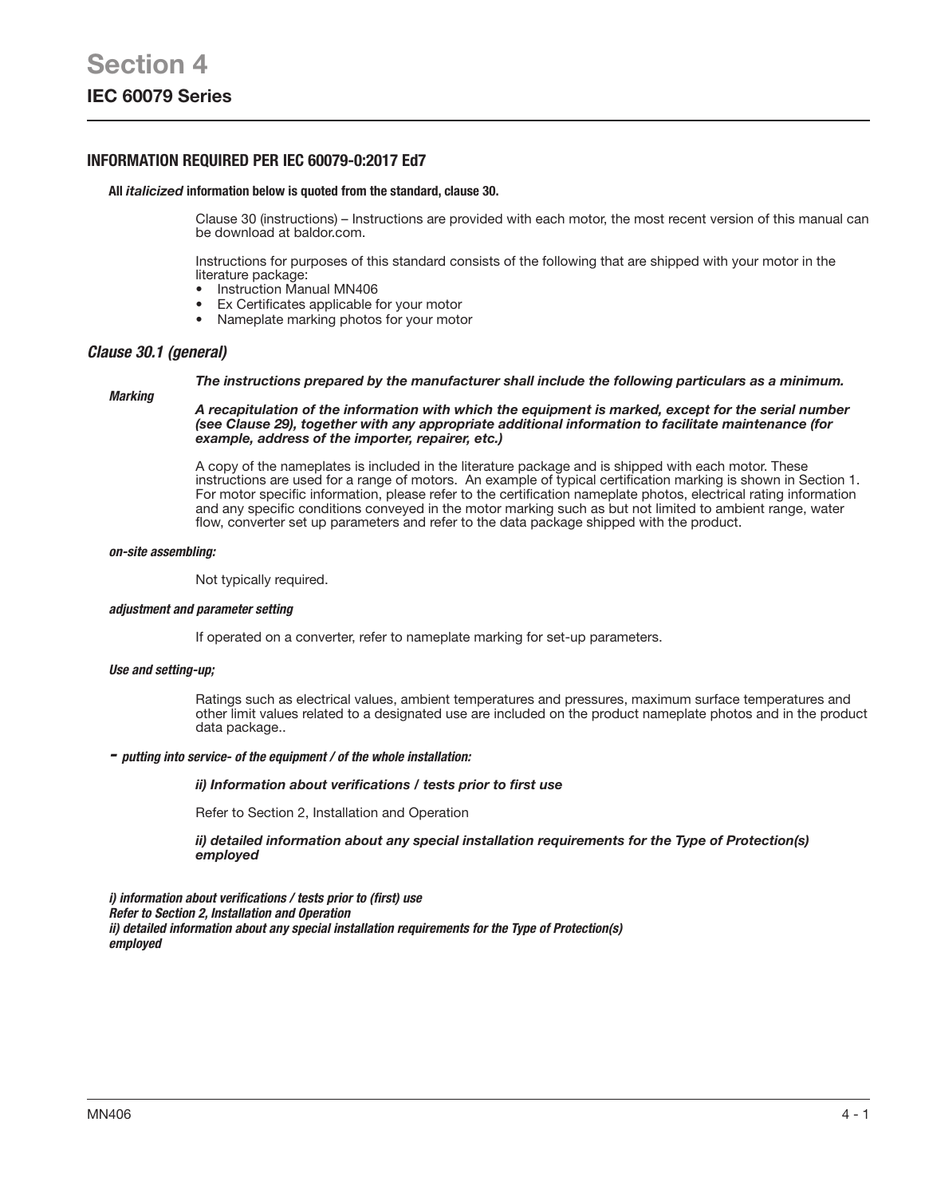# Section 4

## IEC 60079 Series

### INFORMATION REQUIRED PER IEC 60079-0:2017 Ed7

**All *italicized* information below is quoted from the standard, clause 30.**

Clause 30 (instructions) – Instructions are provided with each motor, the most recent version of this manual can be download at baldor.com.

Instructions for purposes of this standard consists of the following that are shipped with your motor in the literature package:

- Instruction Manual MN406
- Ex Certificates applicable for your motor
- Nameplate marking photos for your motor

### *Clause 30.1 (general)*

***The instructions prepared by the manufacturer shall include the following particulars as a minimum.***

***Marking***

***A recapitulation of the information with which the equipment is marked, except for the serial number (see Clause 29), together with any appropriate additional information to facilitate maintenance (for example, address of the importer, repairer, etc.)***

A copy of the nameplates is included in the literature package and is shipped with each motor. These instructions are used for a range of motors. An example of typical certification marking is shown in Section 1. For motor specific information, please refer to the certification nameplate photos, electrical rating information and any specific conditions conveyed in the motor marking such as but not limited to ambient range, water flow, converter set up parameters and refer to the data package shipped with the product.

***on-site assembling:***

Not typically required.

***adjustment and parameter setting***

If operated on a converter, refer to nameplate marking for set-up parameters.

***Use and setting-up;***

Ratings such as electrical values, ambient temperatures and pressures, maximum surface temperatures and other limit values related to a designated use are included on the product nameplate photos and in the product data package..

***- putting into service- of the equipment / of the whole installation:***

***ii) Information about verifications / tests prior to first use***

Refer to Section 2, Installation and Operation

***ii) detailed information about any special installation requirements for the Type of Protection(s) employed***

***i) information about verifications / tests prior to (first) use***
***Refer to Section 2, Installation and Operation***
***ii) detailed information about any special installation requirements for the Type of Protection(s) employed***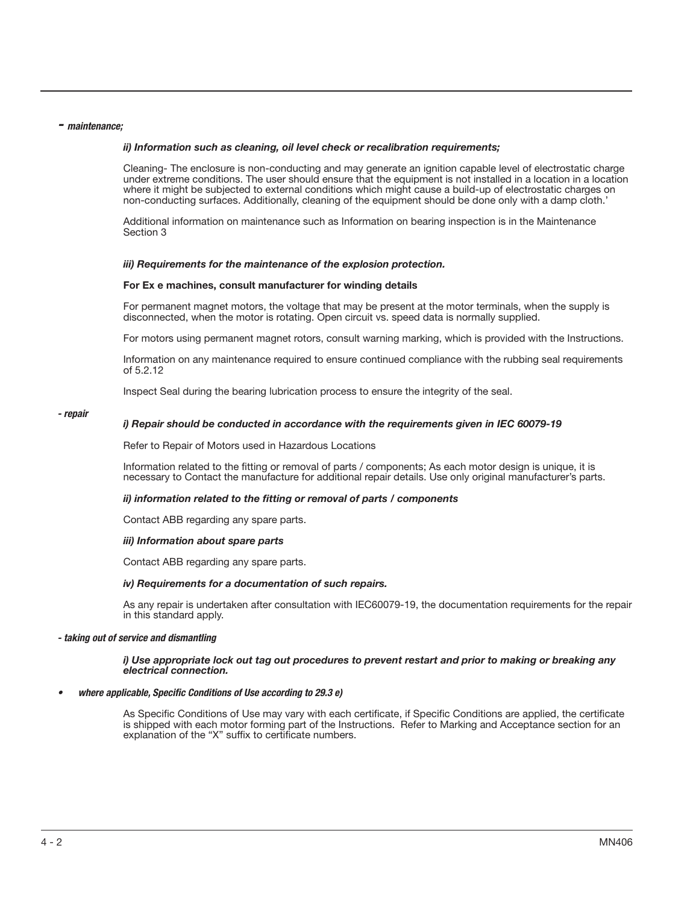***- maintenance;***

***ii) Information such as cleaning, oil level check or recalibration requirements;***

Cleaning- The enclosure is non-conducting and may generate an ignition capable level of electrostatic charge under extreme conditions. The user should ensure that the equipment is not installed in a location in a location where it might be subjected to external conditions which might cause a build-up of electrostatic charges on non-conducting surfaces. Additionally, cleaning of the equipment should be done only with a damp cloth.'

Additional information on maintenance such as Information on bearing inspection is in the Maintenance Section 3

***iii) Requirements for the maintenance of the explosion protection.***

**For Ex e machines, consult manufacturer for winding details**

For permanent magnet motors, the voltage that may be present at the motor terminals, when the supply is disconnected, when the motor is rotating. Open circuit vs. speed data is normally supplied.

For motors using permanent magnet rotors, consult warning marking, which is provided with the Instructions.

Information on any maintenance required to ensure continued compliance with the rubbing seal requirements of 5.2.12

Inspect Seal during the bearing lubrication process to ensure the integrity of the seal.

***- repair***

***i) Repair should be conducted in accordance with the requirements given in IEC 60079-19***

Refer to Repair of Motors used in Hazardous Locations

Information related to the fitting or removal of parts / components; As each motor design is unique, it is necessary to Contact the manufacture for additional repair details. Use only original manufacturer's parts.

***ii) information related to the fitting or removal of parts / components***

Contact ABB regarding any spare parts.

***iii) Information about spare parts***

Contact ABB regarding any spare parts.

***iv) Requirements for a documentation of such repairs.***

As any repair is undertaken after consultation with IEC60079-19, the documentation requirements for the repair in this standard apply.

***- taking out of service and dismantling***

***i) Use appropriate lock out tag out procedures to prevent restart and prior to making or breaking any electrical connection.***

- ***where applicable, Specific Conditions of Use according to 29.3 e)***

As Specific Conditions of Use may vary with each certificate, if Specific Conditions are applied, the certificate is shipped with each motor forming part of the Instructions. Refer to Marking and Acceptance section for an explanation of the "X" suffix to certificate numbers.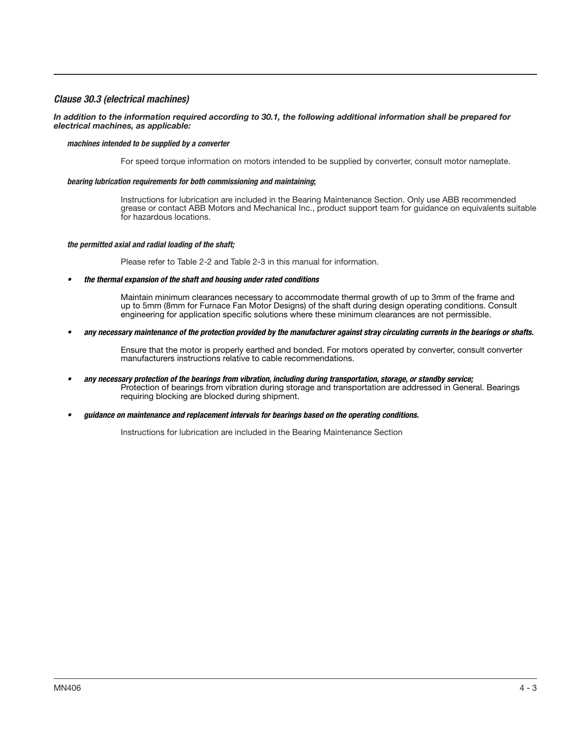### *Clause 30.3 (electrical machines)*

***In addition to the information required according to 30.1, the following additional information shall be prepared for electrical machines, as applicable:***

***machines intended to be supplied by a converter***

For speed torque information on motors intended to be supplied by converter, consult motor nameplate.

***bearing lubrication requirements for both commissioning and maintaining*;**

Instructions for lubrication are included in the Bearing Maintenance Section. Only use ABB recommended grease or contact ABB Motors and Mechanical Inc., product support team for guidance on equivalents suitable for hazardous locations.

***the permitted axial and radial loading of the shaft;***

Please refer to Table 2-2 and Table 2-3 in this manual for information.

- ***the thermal expansion of the shaft and housing under rated conditions***

  Maintain minimum clearances necessary to accommodate thermal growth of up to 3mm of the frame and up to 5mm (8mm for Furnace Fan Motor Designs) of the shaft during design operating conditions. Consult engineering for application specific solutions where these minimum clearances are not permissible.

- ***any necessary maintenance of the protection provided by the manufacturer against stray circulating currents in the bearings or shafts.***

  Ensure that the motor is properly earthed and bonded. For motors operated by converter, consult converter manufacturers instructions relative to cable recommendations.

- ***any necessary protection of the bearings from vibration, including during transportation, storage, or standby service;***
  Protection of bearings from vibration during storage and transportation are addressed in General. Bearings requiring blocking are blocked during shipment.

- ***guidance on maintenance and replacement intervals for bearings based on the operating conditions.***

  Instructions for lubrication are included in the Bearing Maintenance Section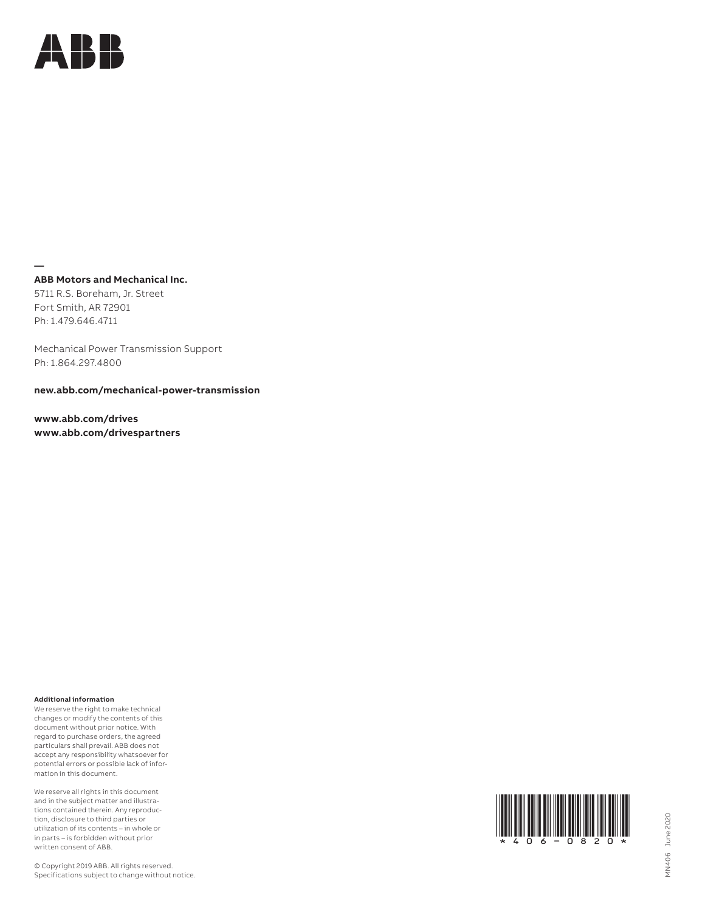ABB

—

**ABB Motors and Mechanical Inc.**
5711 R.S. Boreham, Jr. Street
Fort Smith, AR 72901
Ph: 1.479.646.4711

Mechanical Power Transmission Support
Ph: 1.864.297.4800

**new.abb.com/mechanical-power-transmission**

**www.abb.com/drives**
**www.abb.com/drivespartners**

**Additional information**
We reserve the right to make technical changes or modify the contents of this document without prior notice. With regard to purchase orders, the agreed particulars shall prevail. ABB does not accept any responsibility whatsoever for potential errors or possible lack of information in this document.

We reserve all rights in this document and in the subject matter and illustrations contained therein. Any reproduction, disclosure to third parties or utilization of its contents – in whole or in parts – is forbidden without prior written consent of ABB.

© Copyright 2019 ABB. All rights reserved.
Specifications subject to change without notice.

*406-0820*

MN406 June 2020